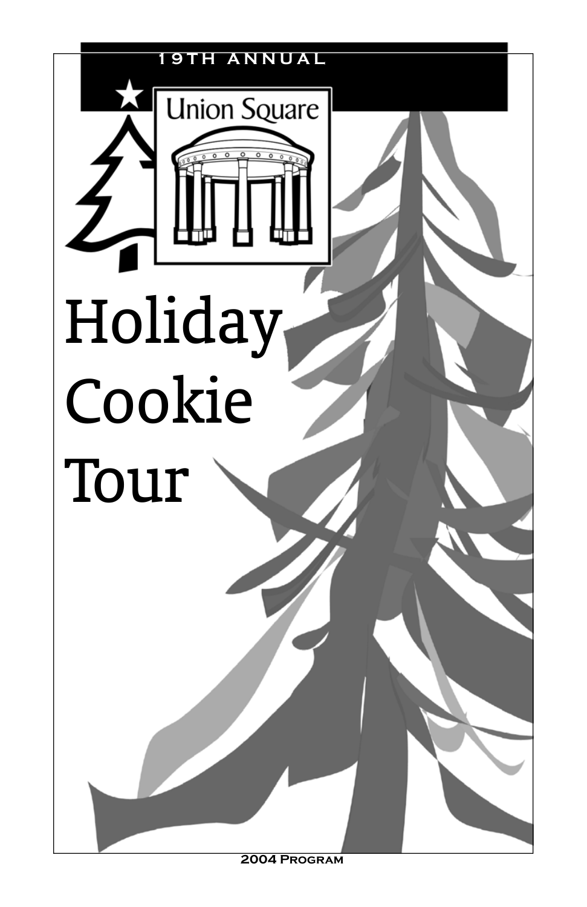19TH ANNUAL

Union Square

# Holiday Cookie Tour

2004 Program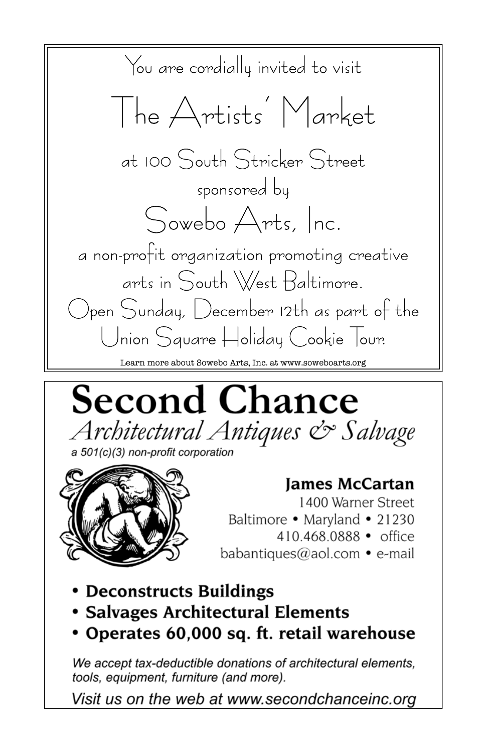You are cordially invited to visit

# The Artists' Market

at 100 South Stricker Street

sponsored by

## Sowebo Arts, Inc.

a non-profit organization promoting creative arts in South West Baltimore.

Open Sunday, December 12th as part of the Union Square Holiday Cookie Tour.

Learn more about Sowebo Arts, Inc. at www.soweboarts.org

---

# Second Chance

*Architectural Antiques & Salvage*

*a 501(c)(3) non-profit corporation*

**James McCartan**

1400 Warner Street
Baltimore • Maryland • 21230
410.468.0888 • office
babantiques@aol.com • e-mail

- **Deconstructs Buildings**
- **Salvages Architectural Elements**
- **Operates 60,000 sq. ft. retail warehouse**

*We accept tax-deductible donations of architectural elements, tools, equipment, furniture (and more).*

*Visit us on the web at www.secondchanceinc.org*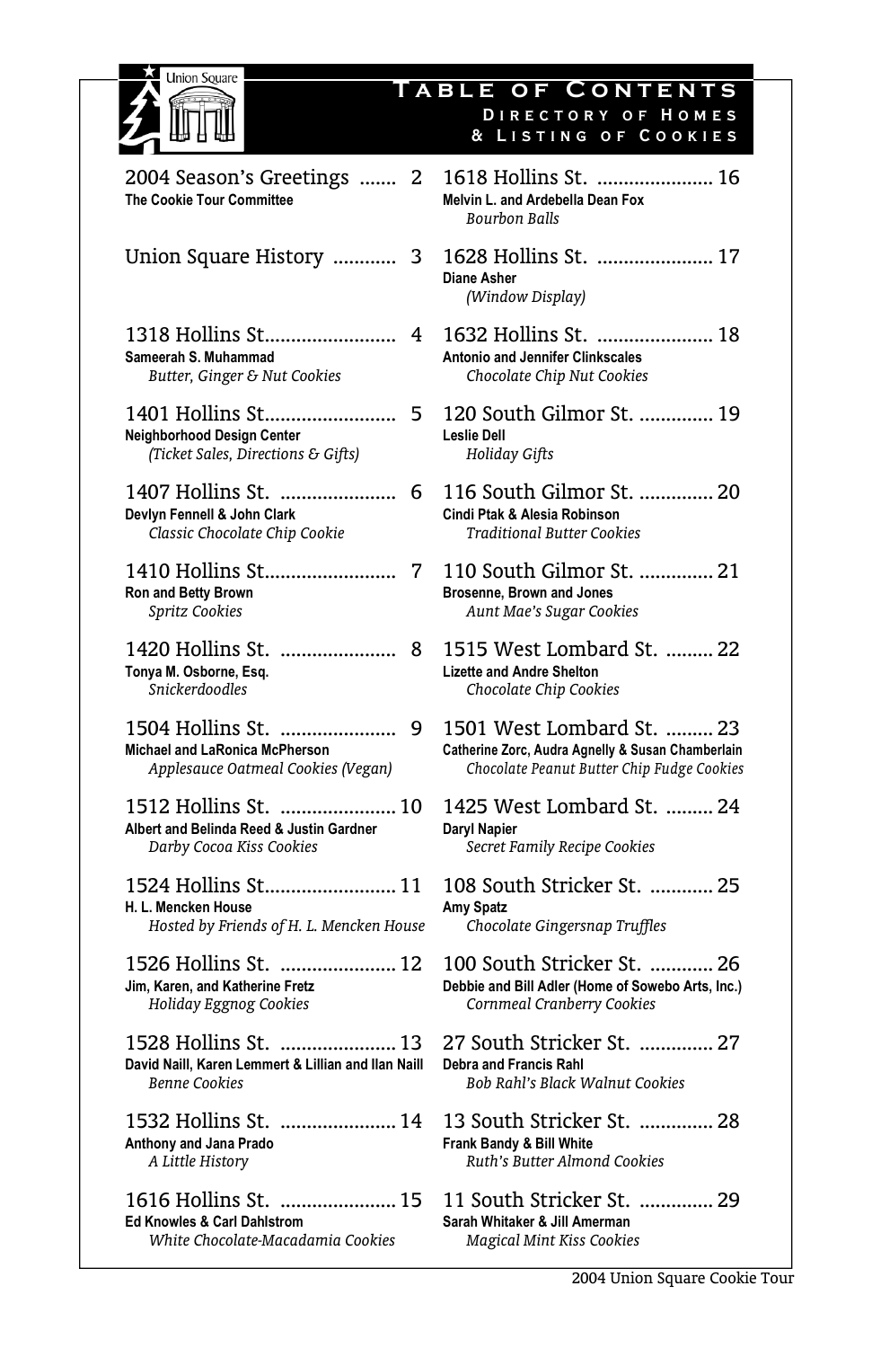# Table of Contents

## Directory of Homes & Listing of Cookies

2004 Season's Greetings ....... 2
**The Cookie Tour Committee**

Union Square History ............ 3

1318 Hollins St......................... 4
**Sameerah S. Muhammad**
*Butter, Ginger & Nut Cookies*

1401 Hollins St......................... 5
**Neighborhood Design Center**
*(Ticket Sales, Directions & Gifts)*

1407 Hollins St. ...................... 6
**Devlyn Fennell & John Clark**
*Classic Chocolate Chip Cookie*

1410 Hollins St......................... 7
**Ron and Betty Brown**
*Spritz Cookies*

1420 Hollins St. ...................... 8
**Tonya M. Osborne, Esq.**
*Snickerdoodles*

1504 Hollins St. ...................... 9
**Michael and LaRonica McPherson**
*Applesauce Oatmeal Cookies (Vegan)*

1512 Hollins St. ...................... 10
**Albert and Belinda Reed & Justin Gardner**
*Darby Cocoa Kiss Cookies*

1524 Hollins St......................... 11
**H. L. Mencken House**
*Hosted by Friends of H. L. Mencken House*

1526 Hollins St. ...................... 12
**Jim, Karen, and Katherine Fretz**
*Holiday Eggnog Cookies*

1528 Hollins St. ...................... 13
**David Naill, Karen Lemmert & Lillian and Ilan Naill**
*Benne Cookies*

1532 Hollins St. ...................... 14
**Anthony and Jana Prado**
*A Little History*

1616 Hollins St. ...................... 15
**Ed Knowles & Carl Dahlstrom**
*White Chocolate-Macadamia Cookies*

1618 Hollins St. ...................... 16
**Melvin L. and Ardebella Dean Fox**
*Bourbon Balls*

1628 Hollins St. ...................... 17
**Diane Asher**
*(Window Display)*

1632 Hollins St. ...................... 18
**Antonio and Jennifer Clinkscales**
*Chocolate Chip Nut Cookies*

120 South Gilmor St. .............. 19
**Leslie Dell**
*Holiday Gifts*

116 South Gilmor St. .............. 20
**Cindi Ptak & Alesia Robinson**
*Traditional Butter Cookies*

110 South Gilmor St. .............. 21
**Brosenne, Brown and Jones**
*Aunt Mae's Sugar Cookies*

1515 West Lombard St. ......... 22
**Lizette and Andre Shelton**
*Chocolate Chip Cookies*

1501 West Lombard St. ......... 23
**Catherine Zorc, Audra Agnelly & Susan Chamberlain**
*Chocolate Peanut Butter Chip Fudge Cookies*

1425 West Lombard St. ......... 24
**Daryl Napier**
*Secret Family Recipe Cookies*

108 South Stricker St. ............ 25
**Amy Spatz**
*Chocolate Gingersnap Truffles*

100 South Stricker St. ............ 26
**Debbie and Bill Adler (Home of Sowebo Arts, Inc.)**
*Cornmeal Cranberry Cookies*

27 South Stricker St. .............. 27
**Debra and Francis Rahl**
*Bob Rahl's Black Walnut Cookies*

13 South Stricker St. .............. 28
**Frank Bandy & Bill White**
*Ruth's Butter Almond Cookies*

11 South Stricker St. .............. 29
**Sarah Whitaker & Jill Amerman**
*Magical Mint Kiss Cookies*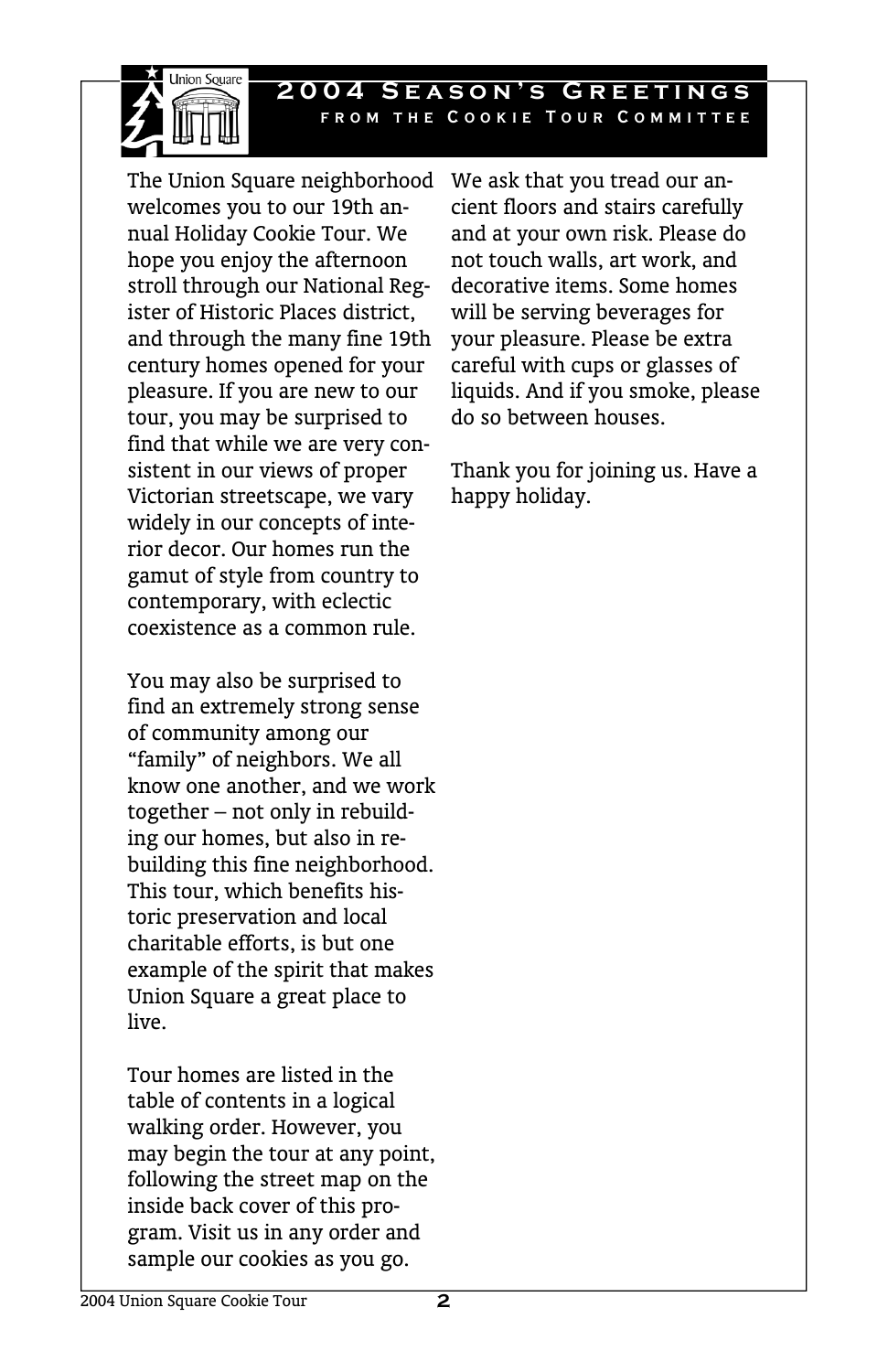# 2004 Season's Greetings

## from the Cookie Tour Committee

The Union Square neighborhood welcomes you to our 19th annual Holiday Cookie Tour. We hope you enjoy the afternoon stroll through our National Register of Historic Places district, and through the many fine 19th century homes opened for your pleasure. If you are new to our tour, you may be surprised to find that while we are very consistent in our views of proper Victorian streetscape, we vary widely in our concepts of interior decor. Our homes run the gamut of style from country to contemporary, with eclectic coexistence as a common rule.

You may also be surprised to find an extremely strong sense of community among our "family" of neighbors. We all know one another, and we work together – not only in rebuilding our homes, but also in rebuilding this fine neighborhood. This tour, which benefits historic preservation and local charitable efforts, is but one example of the spirit that makes Union Square a great place to live.

Tour homes are listed in the table of contents in a logical walking order. However, you may begin the tour at any point, following the street map on the inside back cover of this program. Visit us in any order and sample our cookies as you go.

We ask that you tread our ancient floors and stairs carefully and at your own risk. Please do not touch walls, art work, and decorative items. Some homes will be serving beverages for your pleasure. Please be extra careful with cups or glasses of liquids. And if you smoke, please do so between houses.

Thank you for joining us. Have a happy holiday.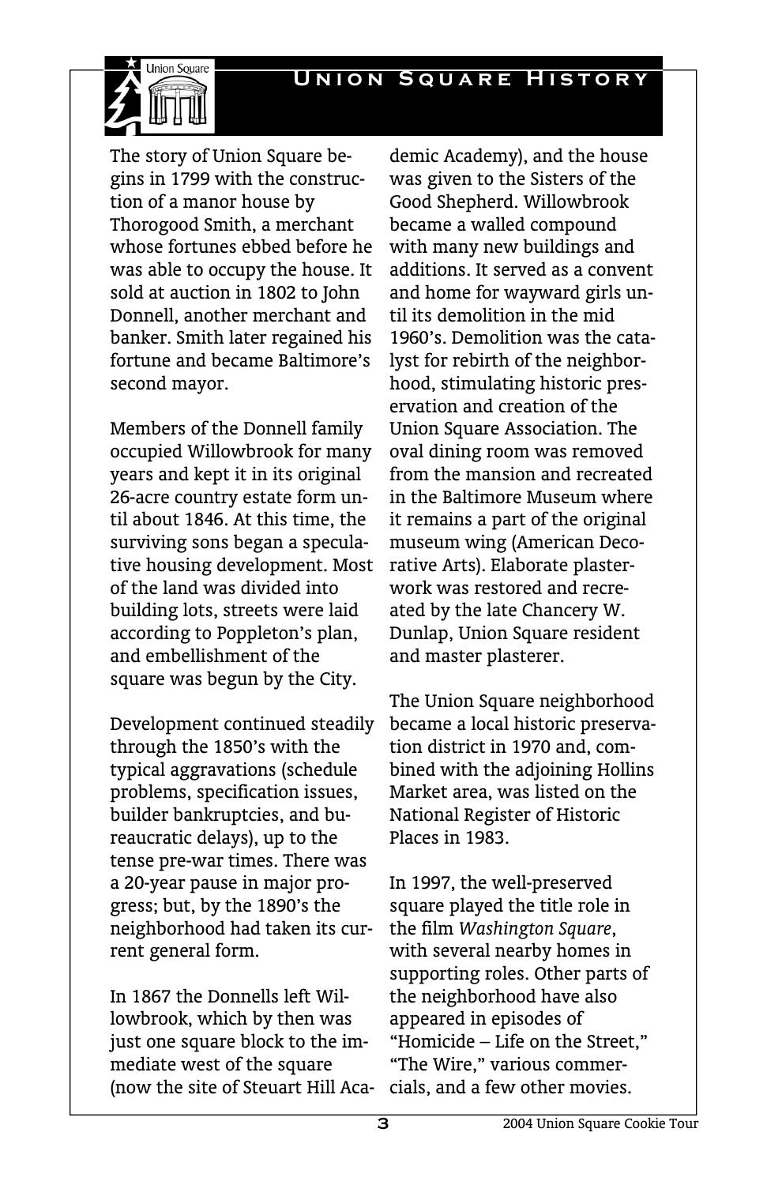# Union Square History

The story of Union Square begins in 1799 with the construction of a manor house by Thorogood Smith, a merchant whose fortunes ebbed before he was able to occupy the house. It sold at auction in 1802 to John Donnell, another merchant and banker. Smith later regained his fortune and became Baltimore's second mayor.

Members of the Donnell family occupied Willowbrook for many years and kept it in its original 26-acre country estate form until about 1846. At this time, the surviving sons began a speculative housing development. Most of the land was divided into building lots, streets were laid according to Poppleton's plan, and embellishment of the square was begun by the City.

Development continued steadily through the 1850's with the typical aggravations (schedule problems, specification issues, builder bankruptcies, and bureaucratic delays), up to the tense pre-war times. There was a 20-year pause in major progress; but, by the 1890's the neighborhood had taken its current general form.

In 1867 the Donnells left Willowbrook, which by then was just one square block to the immediate west of the square (now the site of Steuart Hill Academic Academy), and the house was given to the Sisters of the Good Shepherd. Willowbrook became a walled compound with many new buildings and additions. It served as a convent and home for wayward girls until its demolition in the mid 1960's. Demolition was the catalyst for rebirth of the neighborhood, stimulating historic preservation and creation of the Union Square Association. The oval dining room was removed from the mansion and recreated in the Baltimore Museum where it remains a part of the original museum wing (American Decorative Arts). Elaborate plasterwork was restored and recreated by the late Chancery W. Dunlap, Union Square resident and master plasterer.

The Union Square neighborhood became a local historic preservation district in 1970 and, combined with the adjoining Hollins Market area, was listed on the National Register of Historic Places in 1983.

In 1997, the well-preserved square played the title role in the film *Washington Square*, with several nearby homes in supporting roles. Other parts of the neighborhood have also appeared in episodes of "Homicide – Life on the Street," "The Wire," various commercials, and a few other movies.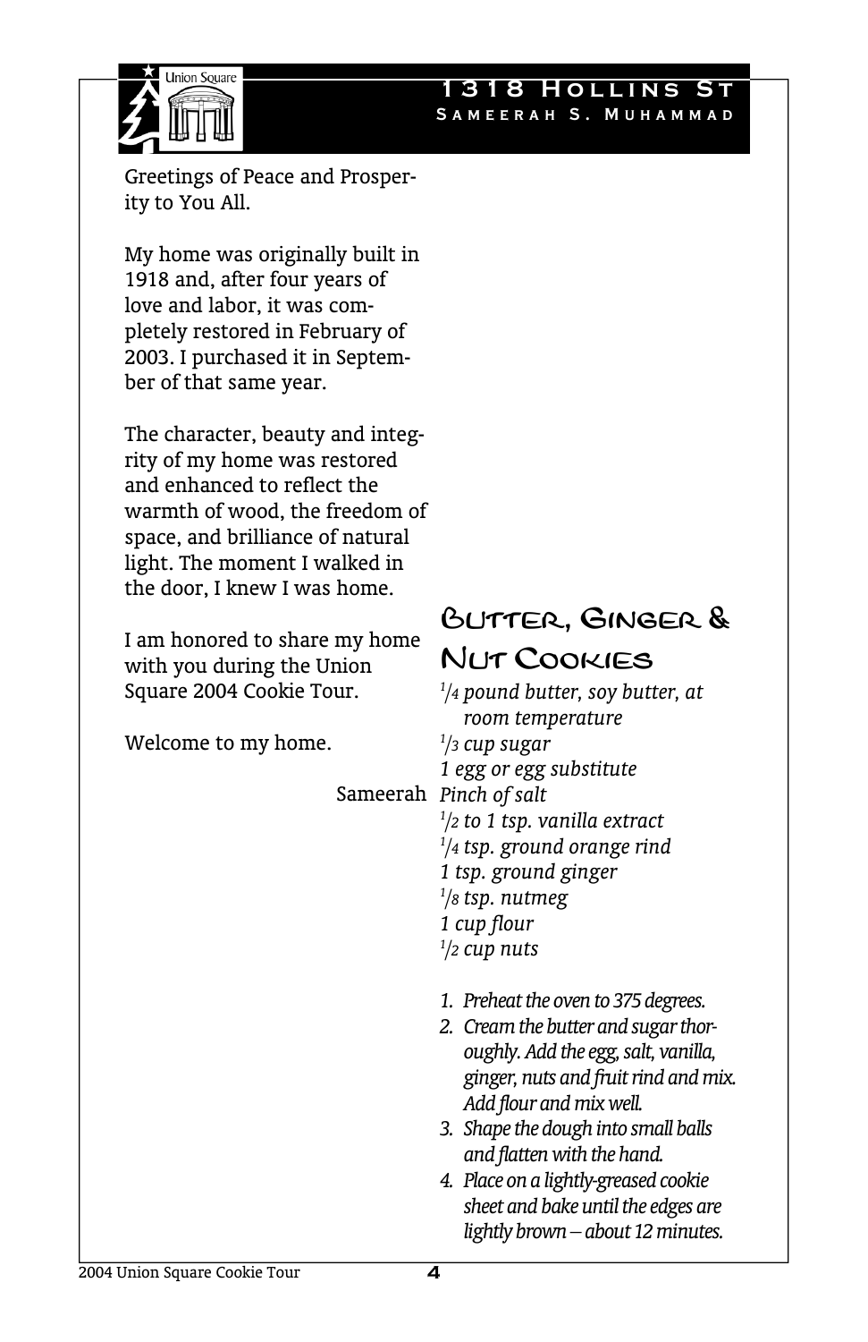## 1318 Hollins St

### Sameerah S. Muhammad

Greetings of Peace and Prosperity to You All.

My home was originally built in 1918 and, after four years of love and labor, it was completely restored in February of 2003. I purchased it in September of that same year.

The character, beauty and integrity of my home was restored and enhanced to reflect the warmth of wood, the freedom of space, and brilliance of natural light. The moment I walked in the door, I knew I was home.

I am honored to share my home with you during the Union Square 2004 Cookie Tour.

Welcome to my home.

Sameerah

## Butter, Ginger & Nut Cookies

*1/4 pound butter, soy butter, at room temperature*
*1/3 cup sugar*
*1 egg or egg substitute*
*Pinch of salt*
*1/2 to 1 tsp. vanilla extract*
*1/4 tsp. ground orange rind*
*1 tsp. ground ginger*
*1/8 tsp. nutmeg*
*1 cup flour*
*1/2 cup nuts*

1. *Preheat the oven to 375 degrees.*
2. *Cream the butter and sugar thoroughly. Add the egg, salt, vanilla, ginger, nuts and fruit rind and mix. Add flour and mix well.*
3. *Shape the dough into small balls and flatten with the hand.*
4. *Place on a lightly-greased cookie sheet and bake until the edges are lightly brown – about 12 minutes.*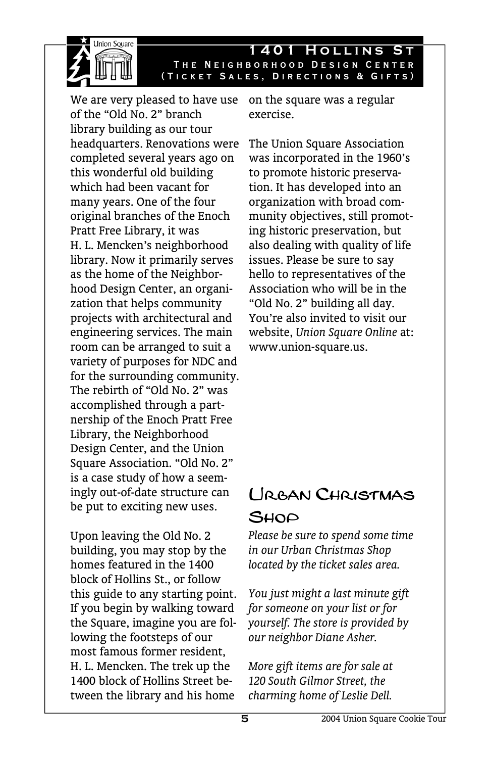## 1401 Hollins St

### The Neighborhood Design Center (Ticket Sales, Directions & Gifts)

We are very pleased to have use of the "Old No. 2" branch library building as our tour headquarters. Renovations were completed several years ago on this wonderful old building which had been vacant for many years. One of the four original branches of the Enoch Pratt Free Library, it was H. L. Mencken's neighborhood library. Now it primarily serves as the home of the Neighborhood Design Center, an organization that helps community projects with architectural and engineering services. The main room can be arranged to suit a variety of purposes for NDC and for the surrounding community. The rebirth of "Old No. 2" was accomplished through a partnership of the Enoch Pratt Free Library, the Neighborhood Design Center, and the Union Square Association. "Old No. 2" is a case study of how a seemingly out-of-date structure can be put to exciting new uses.

Upon leaving the Old No. 2 building, you may stop by the homes featured in the 1400 block of Hollins St., or follow this guide to any starting point. If you begin by walking toward the Square, imagine you are following the footsteps of our most famous former resident, H. L. Mencken. The trek up the 1400 block of Hollins Street between the library and his home on the square was a regular exercise.

The Union Square Association was incorporated in the 1960's to promote historic preservation. It has developed into an organization with broad community objectives, still promoting historic preservation, but also dealing with quality of life issues. Please be sure to say hello to representatives of the Association who will be in the "Old No. 2" building all day. You're also invited to visit our website, *Union Square Online* at: www.union-square.us.

## Urban Christmas Shop

*Please be sure to spend some time in our Urban Christmas Shop located by the ticket sales area.*

*You just might a last minute gift for someone on your list or for yourself. The store is provided by our neighbor Diane Asher.*

*More gift items are for sale at 120 South Gilmor Street, the charming home of Leslie Dell.*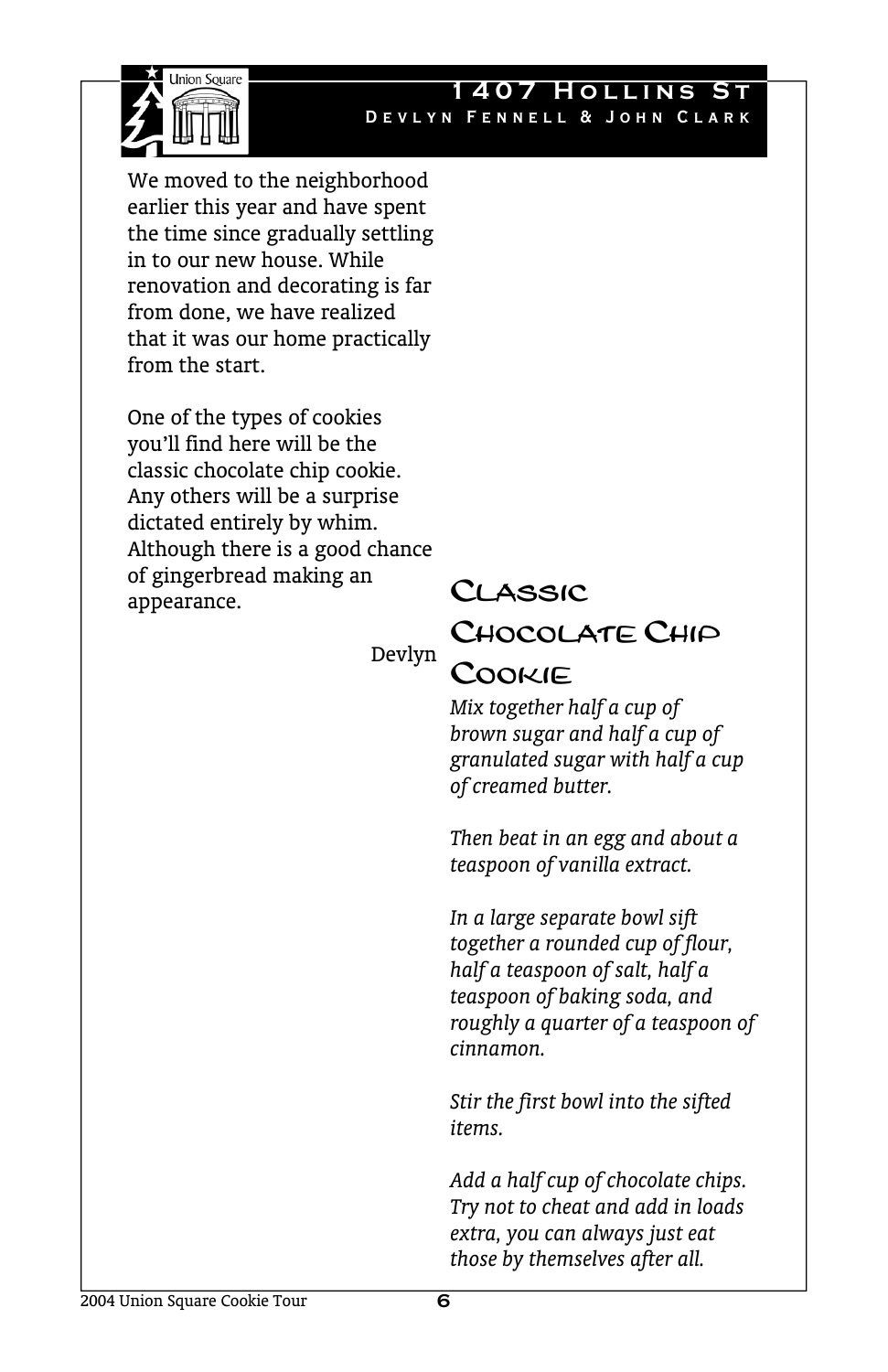# 1407 Hollins St

**Devlyn Fennell & John Clark**

We moved to the neighborhood earlier this year and have spent the time since gradually settling in to our new house. While renovation and decorating is far from done, we have realized that it was our home practically from the start.

One of the types of cookies you'll find here will be the classic chocolate chip cookie. Any others will be a surprise dictated entirely by whim. Although there is a good chance of gingerbread making an appearance.

Devlyn

## Classic Chocolate Chip Cookie

*Mix together half a cup of brown sugar and half a cup of granulated sugar with half a cup of creamed butter.*

*Then beat in an egg and about a teaspoon of vanilla extract.*

*In a large separate bowl sift together a rounded cup of flour, half a teaspoon of salt, half a teaspoon of baking soda, and roughly a quarter of a teaspoon of cinnamon.*

*Stir the first bowl into the sifted items.*

*Add a half cup of chocolate chips. Try not to cheat and add in loads extra, you can always just eat those by themselves after all.*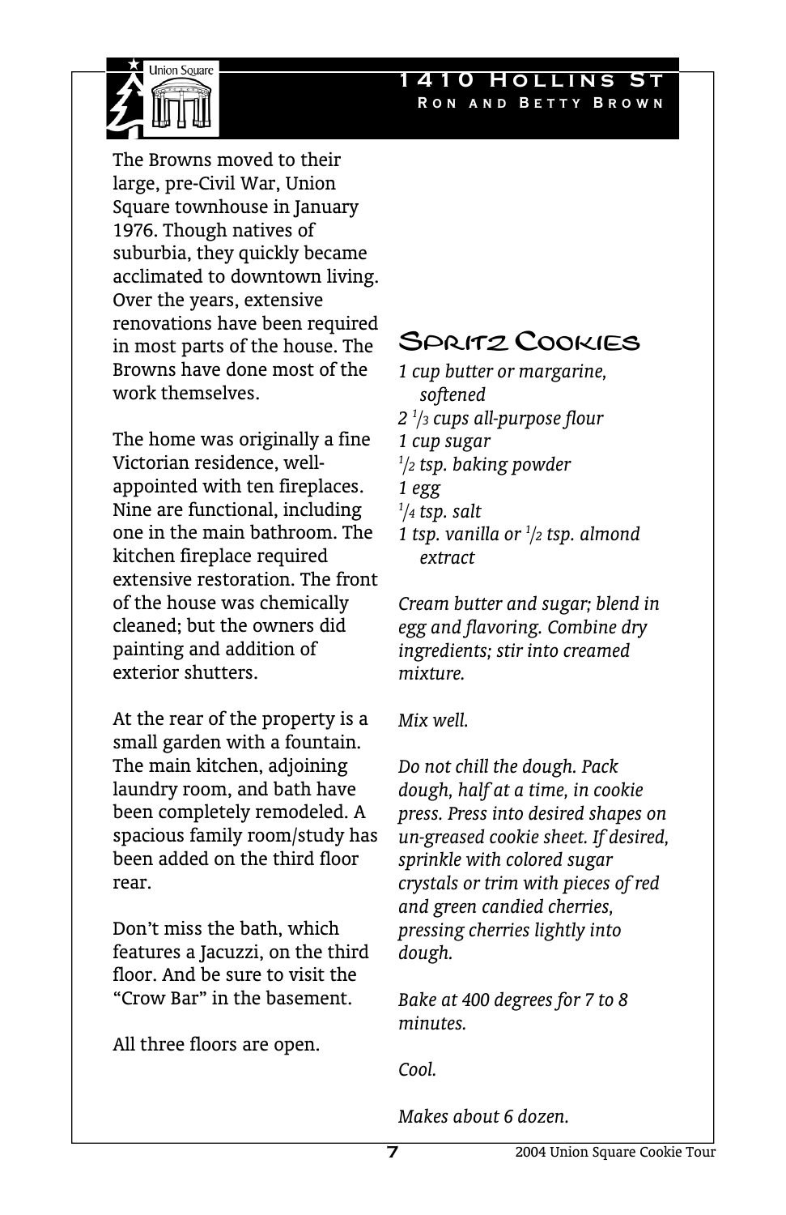# 1410 Hollins St

## Ron and Betty Brown

The Browns moved to their large, pre-Civil War, Union Square townhouse in January 1976. Though natives of suburbia, they quickly became acclimated to downtown living. Over the years, extensive renovations have been required in most parts of the house. The Browns have done most of the work themselves.

The home was originally a fine Victorian residence, well-appointed with ten fireplaces. Nine are functional, including one in the main bathroom. The kitchen fireplace required extensive restoration. The front of the house was chemically cleaned; but the owners did painting and addition of exterior shutters.

At the rear of the property is a small garden with a fountain. The main kitchen, adjoining laundry room, and bath have been completely remodeled. A spacious family room/study has been added on the third floor rear.

Don't miss the bath, which features a Jacuzzi, on the third floor. And be sure to visit the "Crow Bar" in the basement.

All three floors are open.

## Spritz Cookies

*1 cup butter or margarine, softened*
*2 1/3 cups all-purpose flour*
*1 cup sugar*
*1/2 tsp. baking powder*
*1 egg*
*1/4 tsp. salt*
*1 tsp. vanilla or 1/2 tsp. almond extract*

*Cream butter and sugar; blend in egg and flavoring. Combine dry ingredients; stir into creamed mixture.*

*Mix well.*

*Do not chill the dough. Pack dough, half at a time, in cookie press. Press into desired shapes on un-greased cookie sheet. If desired, sprinkle with colored sugar crystals or trim with pieces of red and green candied cherries, pressing cherries lightly into dough.*

*Bake at 400 degrees for 7 to 8 minutes.*

*Cool.*

*Makes about 6 dozen.*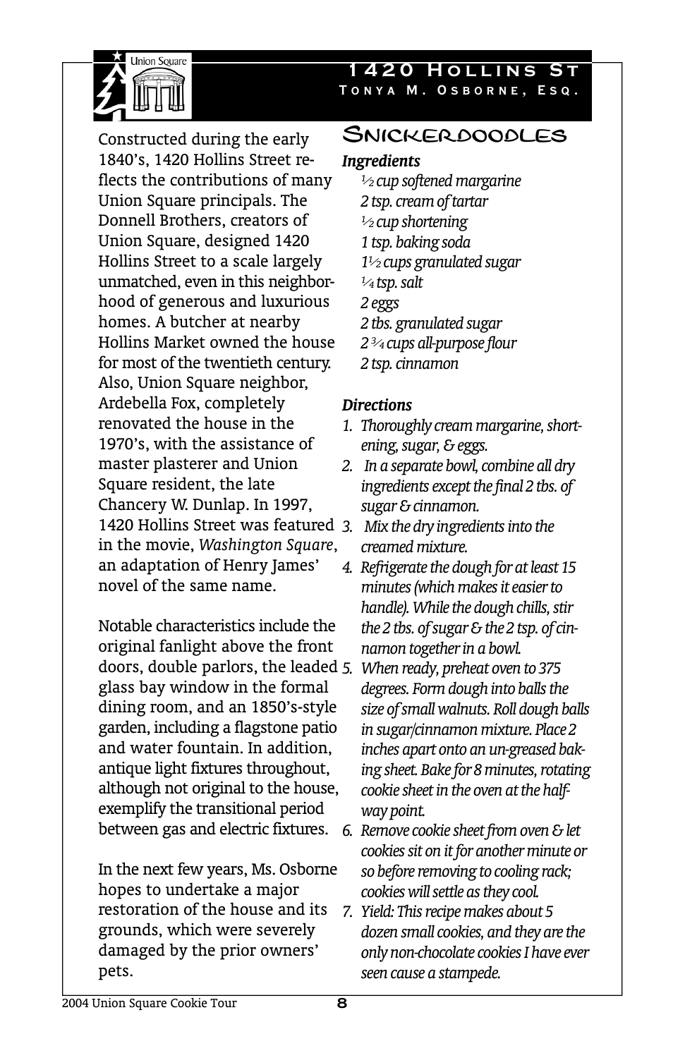## 1420 Hollins St

**Tonya M. Osborne, Esq.**

Constructed during the early 1840's, 1420 Hollins Street reflects the contributions of many Union Square principals. The Donnell Brothers, creators of Union Square, designed 1420 Hollins Street to a scale largely unmatched, even in this neighborhood of generous and luxurious homes. A butcher at nearby Hollins Market owned the house for most of the twentieth century. Also, Union Square neighbor, Ardebella Fox, completely renovated the house in the 1970's, with the assistance of master plasterer and Union Square resident, the late Chancery W. Dunlap. In 1997, 1420 Hollins Street was featured in the movie, *Washington Square*, an adaptation of Henry James' novel of the same name.

Notable characteristics include the original fanlight above the front doors, double parlors, the leaded glass bay window in the formal dining room, and an 1850's-style garden, including a flagstone patio and water fountain. In addition, antique light fixtures throughout, although not original to the house, exemplify the transitional period between gas and electric fixtures.

In the next few years, Ms. Osborne hopes to undertake a major restoration of the house and its grounds, which were severely damaged by the prior owners' pets.

### Snickerdoodles

***Ingredients***

*½ cup softened margarine*
*2 tsp. cream of tartar*
*½ cup shortening*
*1 tsp. baking soda*
*1½ cups granulated sugar*
*¼ tsp. salt*
*2 eggs*
*2 tbs. granulated sugar*
*2 ¾ cups all-purpose flour*
*2 tsp. cinnamon*

***Directions***

1. *Thoroughly cream margarine, shortening, sugar, & eggs.*
2. *In a separate bowl, combine all dry ingredients except the final 2 tbs. of sugar & cinnamon.*
3. *Mix the dry ingredients into the creamed mixture.*
4. *Refrigerate the dough for at least 15 minutes (which makes it easier to handle). While the dough chills, stir the 2 tbs. of sugar & the 2 tsp. of cinnamon together in a bowl.*
5. *When ready, preheat oven to 375 degrees. Form dough into balls the size of small walnuts. Roll dough balls in sugar/cinnamon mixture. Place 2 inches apart onto an un-greased baking sheet. Bake for 8 minutes, rotating cookie sheet in the oven at the halfway point.*
6. *Remove cookie sheet from oven & let cookies sit on it for another minute or so before removing to cooling rack; cookies will settle as they cool.*
7. *Yield: This recipe makes about 5 dozen small cookies, and they are the only non-chocolate cookies I have ever seen cause a stampede.*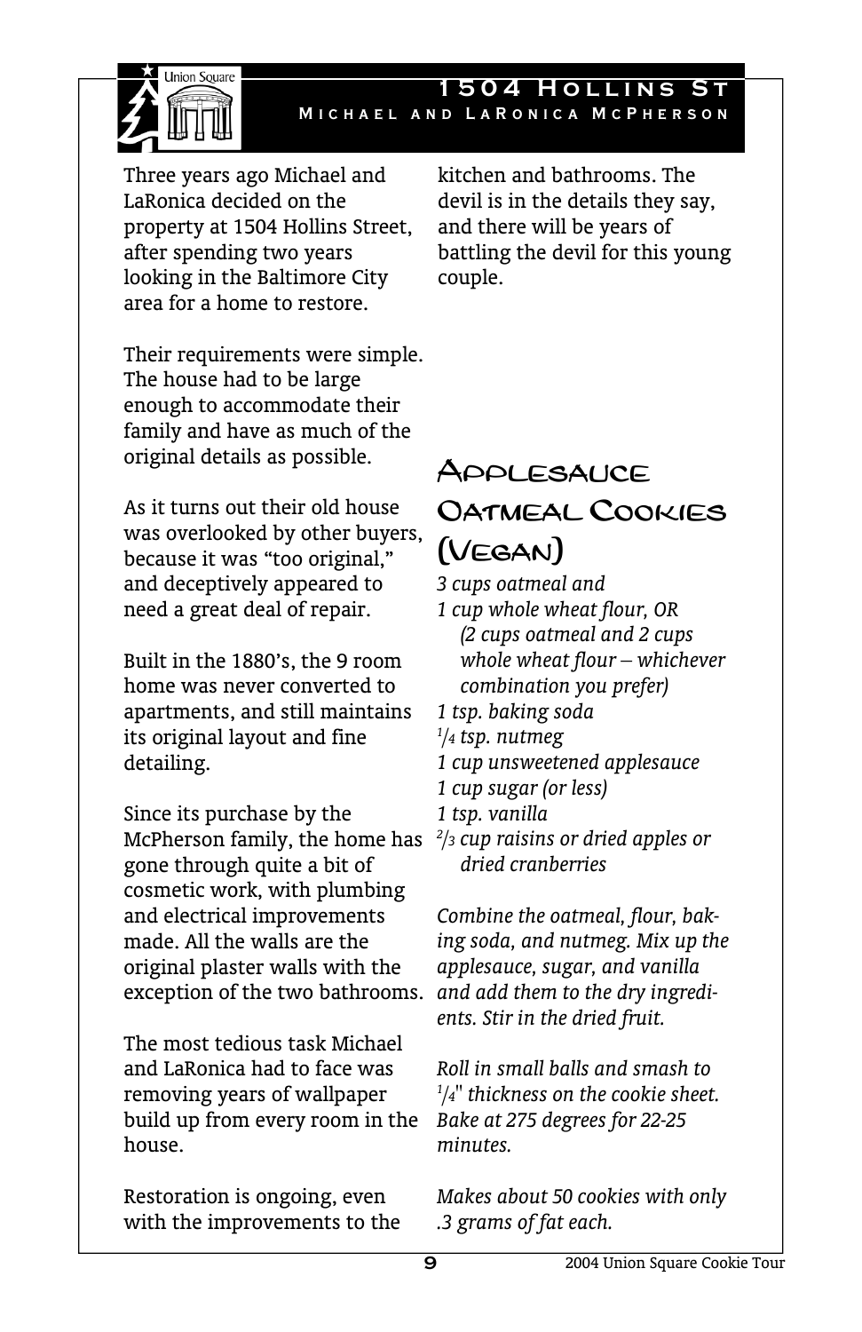## 1504 Hollins St

### Michael and LaRonica McPherson

Three years ago Michael and LaRonica decided on the property at 1504 Hollins Street, after spending two years looking in the Baltimore City area for a home to restore.

Their requirements were simple. The house had to be large enough to accommodate their family and have as much of the original details as possible.

As it turns out their old house was overlooked by other buyers, because it was "too original," and deceptively appeared to need a great deal of repair.

Built in the 1880's, the 9 room home was never converted to apartments, and still maintains its original layout and fine detailing.

Since its purchase by the McPherson family, the home has gone through quite a bit of cosmetic work, with plumbing and electrical improvements made. All the walls are the original plaster walls with the exception of the two bathrooms.

The most tedious task Michael and LaRonica had to face was removing years of wallpaper build up from every room in the house.

Restoration is ongoing, even with the improvements to the kitchen and bathrooms. The devil is in the details they say, and there will be years of battling the devil for this young couple.

## Applesauce Oatmeal Cookies (Vegan)

*3 cups oatmeal and*
*1 cup whole wheat flour, OR*
*(2 cups oatmeal and 2 cups whole wheat flour – whichever combination you prefer)*
*1 tsp. baking soda*
*1/4 tsp. nutmeg*
*1 cup unsweetened applesauce*
*1 cup sugar (or less)*
*1 tsp. vanilla*
*2/3 cup raisins or dried apples or dried cranberries*

*Combine the oatmeal, flour, baking soda, and nutmeg. Mix up the applesauce, sugar, and vanilla and add them to the dry ingredients. Stir in the dried fruit.*

*Roll in small balls and smash to 1/4" thickness on the cookie sheet. Bake at 275 degrees for 22-25 minutes.*

*Makes about 50 cookies with only .3 grams of fat each.*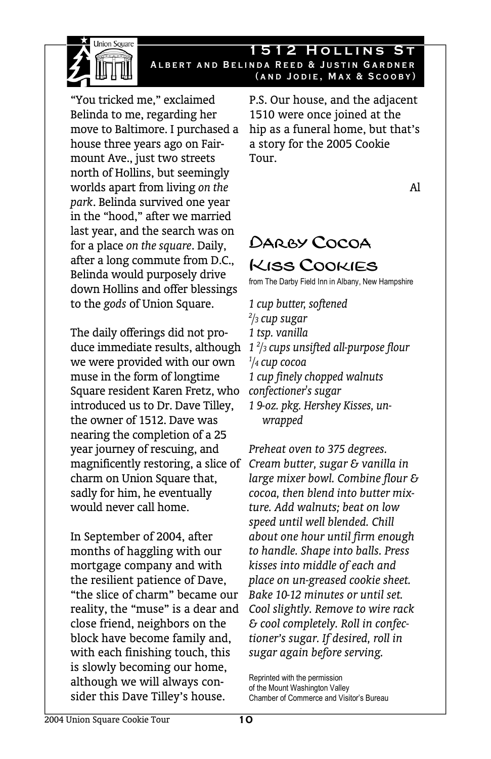## 1512 Hollins St

**Albert and Belinda Reed & Justin Gardner (and Jodie, Max & Scooby)**

"You tricked me," exclaimed Belinda to me, regarding her move to Baltimore. I purchased a house three years ago on Fairmount Ave., just two streets north of Hollins, but seemingly worlds apart from living *on the park*. Belinda survived one year in the "hood," after we married last year, and the search was on for a place *on the square*. Daily, after a long commute from D.C., Belinda would purposely drive down Hollins and offer blessings to the *gods* of Union Square.

The daily offerings did not produce immediate results, although we were provided with our own muse in the form of longtime Square resident Karen Fretz, who introduced us to Dr. Dave Tilley, the owner of 1512. Dave was nearing the completion of a 25 year journey of rescuing, and magnificently restoring, a slice of charm on Union Square that, sadly for him, he eventually would never call home.

In September of 2004, after months of haggling with our mortgage company and with the resilient patience of Dave, "the slice of charm" became our reality, the "muse" is a dear and close friend, neighbors on the block have become family and, with each finishing touch, this is slowly becoming our home, although we will always consider this Dave Tilley's house.

P.S. Our house, and the adjacent 1510 were once joined at the hip as a funeral home, but that's a story for the 2005 Cookie Tour.

Al

## Darby Cocoa Kiss Cookies

from The Darby Field Inn in Albany, New Hampshire

*1 cup butter, softened*
*2/3 cup sugar*
*1 tsp. vanilla*
*1 2/3 cups unsifted all-purpose flour*
*1/4 cup cocoa*
*1 cup finely chopped walnuts*
*confectioner's sugar*
*1 9-oz. pkg. Hershey Kisses, unwrapped*

*Preheat oven to 375 degrees. Cream butter, sugar & vanilla in large mixer bowl. Combine flour & cocoa, then blend into butter mixture. Add walnuts; beat on low speed until well blended. Chill about one hour until firm enough to handle. Shape into balls. Press kisses into middle of each and place on un-greased cookie sheet. Bake 10-12 minutes or until set. Cool slightly. Remove to wire rack & cool completely. Roll in confectioner's sugar. If desired, roll in sugar again before serving.*

Reprinted with the permission of the Mount Washington Valley Chamber of Commerce and Visitor's Bureau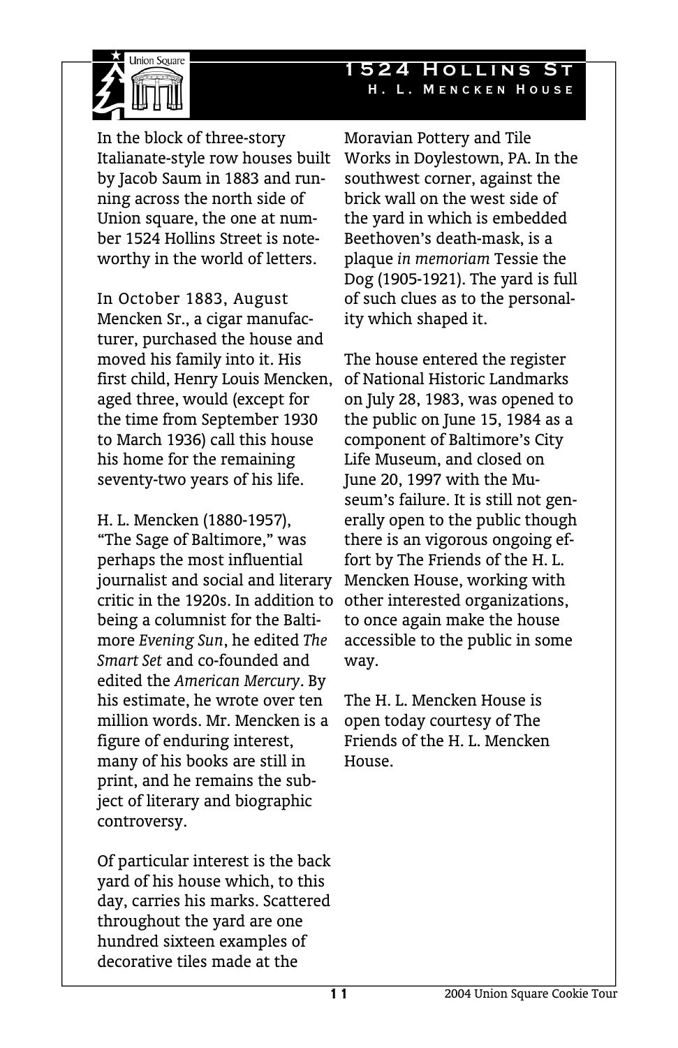# 1524 Hollins St

## H. L. Mencken House

In the block of three-story Italianate-style row houses built by Jacob Saum in 1883 and running across the north side of Union square, the one at number 1524 Hollins Street is noteworthy in the world of letters.

In October 1883, August Mencken Sr., a cigar manufacturer, purchased the house and moved his family into it. His first child, Henry Louis Mencken, aged three, would (except for the time from September 1930 to March 1936) call this house his home for the remaining seventy-two years of his life.

H. L. Mencken (1880-1957), "The Sage of Baltimore," was perhaps the most influential journalist and social and literary critic in the 1920s. In addition to being a columnist for the Baltimore *Evening Sun*, he edited *The Smart Set* and co-founded and edited the *American Mercury*. By his estimate, he wrote over ten million words. Mr. Mencken is a figure of enduring interest, many of his books are still in print, and he remains the subject of literary and biographic controversy.

Of particular interest is the back yard of his house which, to this day, carries his marks. Scattered throughout the yard are one hundred sixteen examples of decorative tiles made at the Moravian Pottery and Tile Works in Doylestown, PA. In the southwest corner, against the brick wall on the west side of the yard in which is embedded Beethoven's death-mask, is a plaque *in memoriam* Tessie the Dog (1905-1921). The yard is full of such clues as to the personality which shaped it.

The house entered the register of National Historic Landmarks on July 28, 1983, was opened to the public on June 15, 1984 as a component of Baltimore's City Life Museum, and closed on June 20, 1997 with the Museum's failure. It is still not generally open to the public though there is an vigorous ongoing effort by The Friends of the H. L. Mencken House, working with other interested organizations, to once again make the house accessible to the public in some way.

The H. L. Mencken House is open today courtesy of The Friends of the H. L. Mencken House.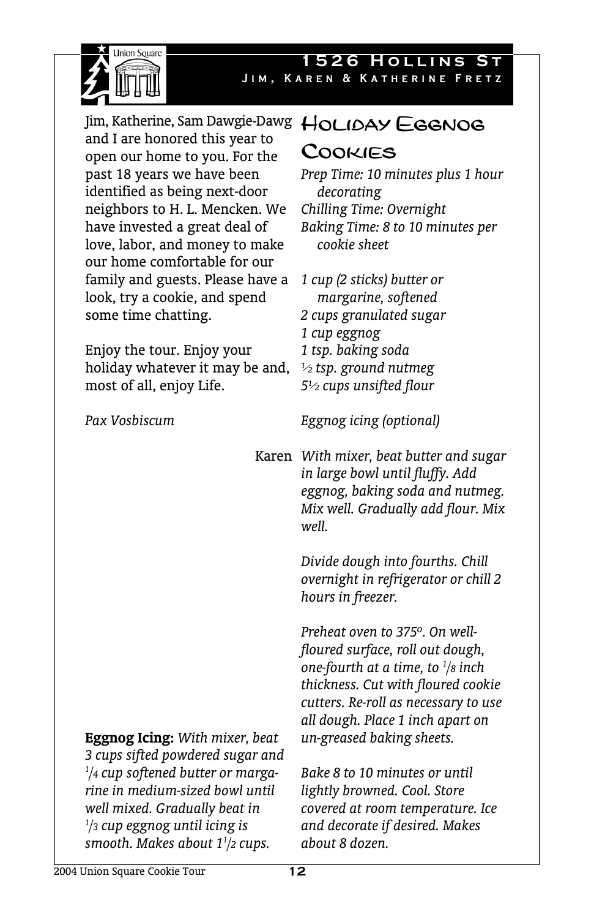## 1526 Hollins St

### Jim, Karen & Katherine Fretz

Jim, Katherine, Sam Dawgie-Dawg and I are honored this year to open our home to you. For the past 18 years we have been identified as being next-door neighbors to H. L. Mencken. We have invested a great deal of love, labor, and money to make our home comfortable for our family and guests. Please have a look, try a cookie, and spend some time chatting.

Enjoy the tour. Enjoy your holiday whatever it may be and, most of all, enjoy Life.

*Pax Vosbiscum*

Karen

# Holiday Eggnog Cookies

*Prep Time: 10 minutes plus 1 hour decorating*
*Chilling Time: Overnight*
*Baking Time: 8 to 10 minutes per cookie sheet*

*1 cup (2 sticks) butter or margarine, softened*
*2 cups granulated sugar*
*1 cup eggnog*
*1 tsp. baking soda*
*½ tsp. ground nutmeg*
*5½ cups unsifted flour*

*Eggnog icing (optional)*

*With mixer, beat butter and sugar in large bowl until fluffy. Add eggnog, baking soda and nutmeg. Mix well. Gradually add flour. Mix well.*

*Divide dough into fourths. Chill overnight in refrigerator or chill 2 hours in freezer.*

*Preheat oven to 375º. On well-floured surface, roll out dough, one-fourth at a time, to 1/8 inch thickness. Cut with floured cookie cutters. Re-roll as necessary to use all dough. Place 1 inch apart on un-greased baking sheets.*

*Bake 8 to 10 minutes or until lightly browned. Cool. Store covered at room temperature. Ice and decorate if desired. Makes about 8 dozen.*

**Eggnog Icing:** *With mixer, beat 3 cups sifted powdered sugar and 1/4 cup softened butter or margarine in medium-sized bowl until well mixed. Gradually beat in 1/3 cup eggnog until icing is smooth. Makes about 1 1/2 cups.*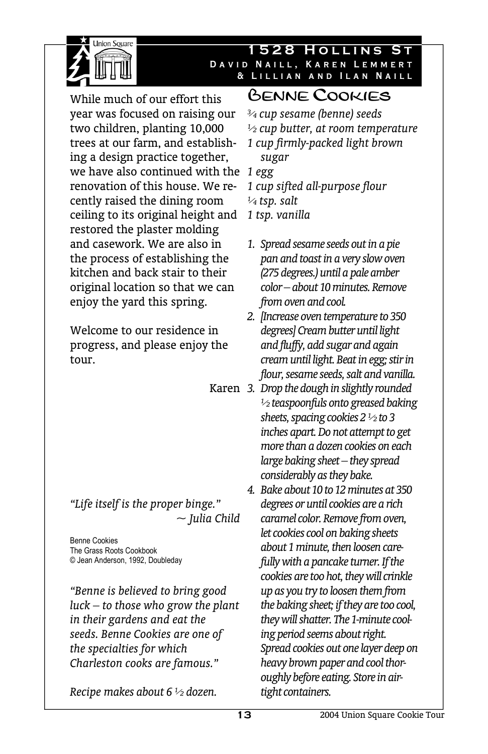# 1528 Hollins St

**David Naill, Karen Lemmert & Lillian and Ilan Naill**

While much of our effort this year was focused on raising our two children, planting 10,000 trees at our farm, and establishing a design practice together, we have also continued with the renovation of this house. We recently raised the dining room ceiling to its original height and restored the plaster molding and casework. We are also in the process of establishing the kitchen and back stair to their original location so that we can enjoy the yard this spring.

Welcome to our residence in progress, and please enjoy the tour.

Karen

*"Life itself is the proper binge."*
*~ Julia Child*

Benne Cookies
The Grass Roots Cookbook
© Jean Anderson, 1992, Doubleday

*"Benne is believed to bring good luck – to those who grow the plant in their gardens and eat the seeds. Benne Cookies are one of the specialties for which Charleston cooks are famous."*

*Recipe makes about 6 ½ dozen.*

## Benne Cookies

*¾ cup sesame (benne) seeds*
*½ cup butter, at room temperature*
*1 cup firmly-packed light brown sugar*
*1 egg*
*1 cup sifted all-purpose flour*
*¼ tsp. salt*
*1 tsp. vanilla*

1. *Spread sesame seeds out in a pie pan and toast in a very slow oven (275 degrees.) until a pale amber color – about 10 minutes. Remove from oven and cool.*
2. *[Increase oven temperature to 350 degrees] Cream butter until light and fluffy, add sugar and again cream until light. Beat in egg; stir in flour, sesame seeds, salt and vanilla.*
3. *Drop the dough in slightly rounded ½ teaspoonfuls onto greased baking sheets, spacing cookies 2 ½ to 3 inches apart. Do not attempt to get more than a dozen cookies on each large baking sheet – they spread considerably as they bake.*
4. *Bake about 10 to 12 minutes at 350 degrees or until cookies are a rich caramel color. Remove from oven, let cookies cool on baking sheets about 1 minute, then loosen carefully with a pancake turner. If the cookies are too hot, they will crinkle up as you try to loosen them from the baking sheet; if they are too cool, they will shatter. The 1-minute cooling period seems about right. Spread cookies out one layer deep on heavy brown paper and cool thoroughly before eating. Store in airtight containers.*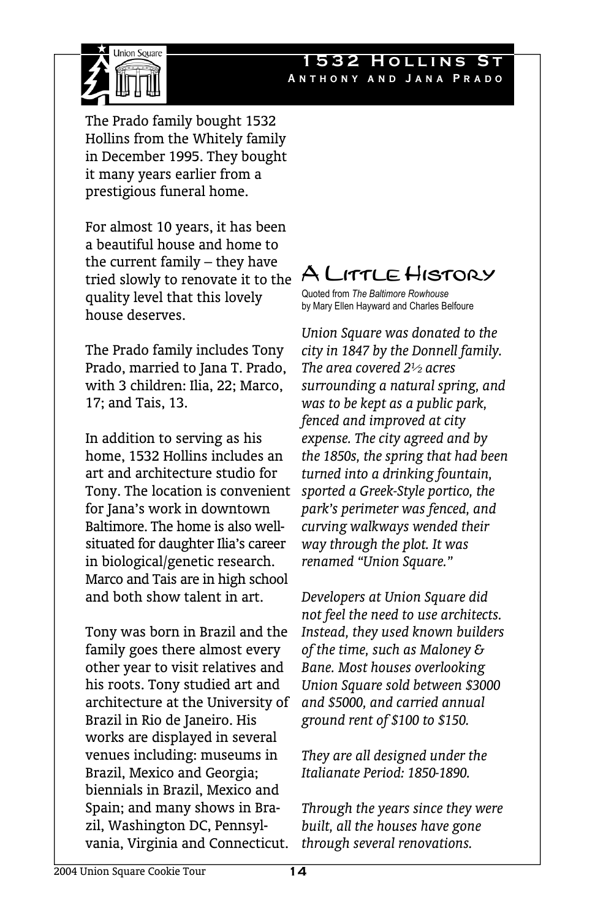# 1532 Hollins St

**Anthony and Jana Prado**

The Prado family bought 1532 Hollins from the Whitely family in December 1995. They bought it many years earlier from a prestigious funeral home.

For almost 10 years, it has been a beautiful house and home to the current family – they have tried slowly to renovate it to the quality level that this lovely house deserves.

The Prado family includes Tony Prado, married to Jana T. Prado, with 3 children: Ilia, 22; Marco, 17; and Tais, 13.

In addition to serving as his home, 1532 Hollins includes an art and architecture studio for Tony. The location is convenient for Jana's work in downtown Baltimore. The home is also well-situated for daughter Ilia's career in biological/genetic research. Marco and Tais are in high school and both show talent in art.

Tony was born in Brazil and the family goes there almost every other year to visit relatives and his roots. Tony studied art and architecture at the University of Brazil in Rio de Janeiro. His works are displayed in several venues including: museums in Brazil, Mexico and Georgia; biennials in Brazil, Mexico and Spain; and many shows in Brazil, Washington DC, Pennsylvania, Virginia and Connecticut.

## A Little History

Quoted from *The Baltimore Rowhouse* by Mary Ellen Hayward and Charles Belfoure

*Union Square was donated to the city in 1847 by the Donnell family. The area covered 2½ acres surrounding a natural spring, and was to be kept as a public park, fenced and improved at city expense. The city agreed and by the 1850s, the spring that had been turned into a drinking fountain, sported a Greek-Style portico, the park's perimeter was fenced, and curving walkways wended their way through the plot. It was renamed "Union Square."*

*Developers at Union Square did not feel the need to use architects. Instead, they used known builders of the time, such as Maloney & Bane. Most houses overlooking Union Square sold between $3000 and $5000, and carried annual ground rent of $100 to $150.*

*They are all designed under the Italianate Period: 1850-1890.*

*Through the years since they were built, all the houses have gone through several renovations.*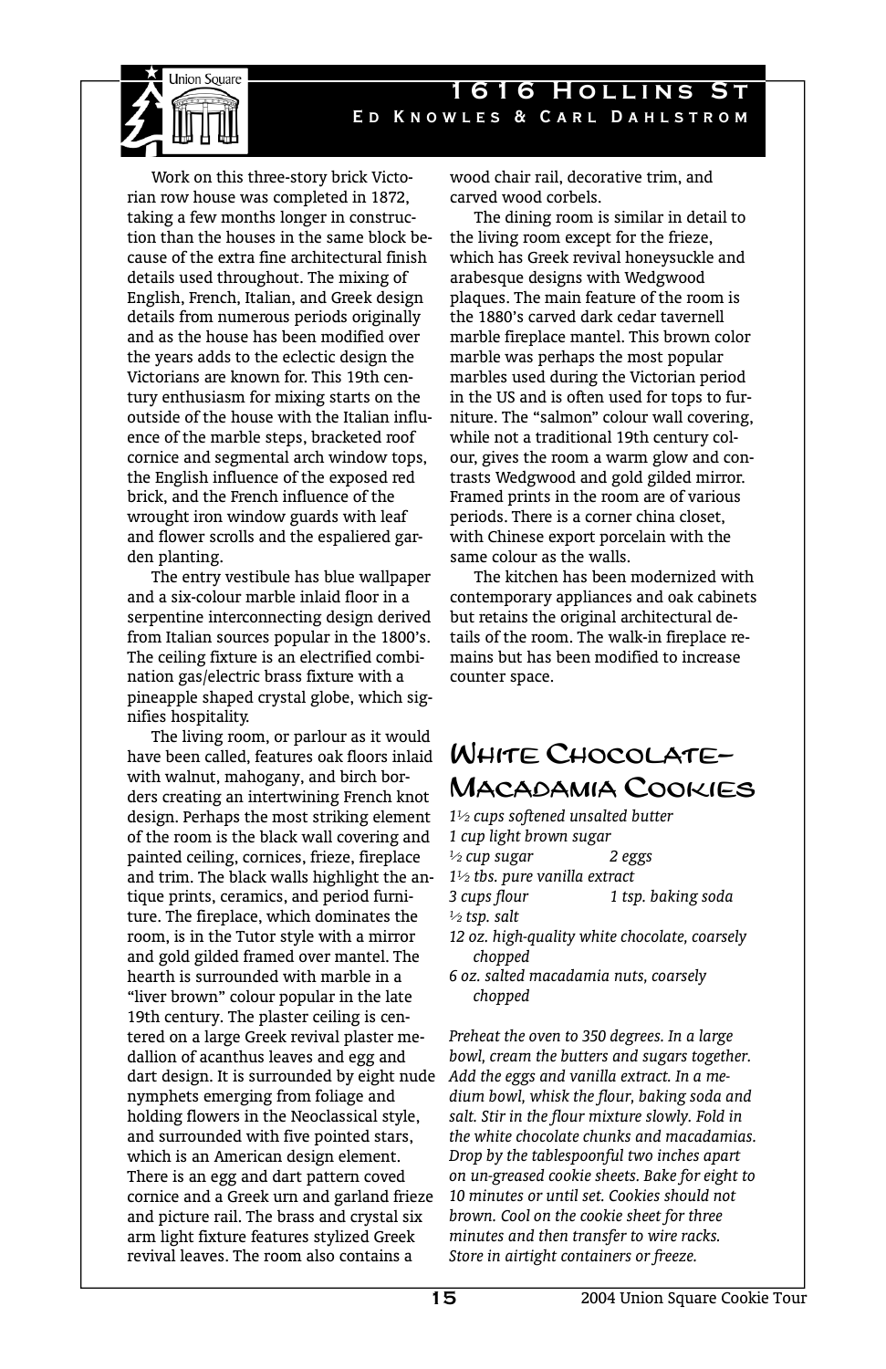# 1616 Hollins St

## Ed Knowles & Carl Dahlstrom

Work on this three-story brick Victorian row house was completed in 1872, taking a few months longer in construction than the houses in the same block because of the extra fine architectural finish details used throughout. The mixing of English, French, Italian, and Greek design details from numerous periods originally and as the house has been modified over the years adds to the eclectic design the Victorians are known for. This 19th century enthusiasm for mixing starts on the outside of the house with the Italian influence of the marble steps, bracketed roof cornice and segmental arch window tops, the English influence of the exposed red brick, and the French influence of the wrought iron window guards with leaf and flower scrolls and the espaliered garden planting.

The entry vestibule has blue wallpaper and a six-colour marble inlaid floor in a serpentine interconnecting design derived from Italian sources popular in the 1800's. The ceiling fixture is an electrified combination gas/electric brass fixture with a pineapple shaped crystal globe, which signifies hospitality.

The living room, or parlour as it would have been called, features oak floors inlaid with walnut, mahogany, and birch borders creating an intertwining French knot design. Perhaps the most striking element of the room is the black wall covering and painted ceiling, cornices, frieze, fireplace and trim. The black walls highlight the antique prints, ceramics, and period furniture. The fireplace, which dominates the room, is in the Tutor style with a mirror and gold gilded framed over mantel. The hearth is surrounded with marble in a "liver brown" colour popular in the late 19th century. The plaster ceiling is centered on a large Greek revival plaster medallion of acanthus leaves and egg and dart design. It is surrounded by eight nude nymphets emerging from foliage and holding flowers in the Neoclassical style, and surrounded with five pointed stars, which is an American design element. There is an egg and dart pattern coved cornice and a Greek urn and garland frieze and picture rail. The brass and crystal six arm light fixture features stylized Greek revival leaves. The room also contains a wood chair rail, decorative trim, and carved wood corbels.

The dining room is similar in detail to the living room except for the frieze, which has Greek revival honeysuckle and arabesque designs with Wedgwood plaques. The main feature of the room is the 1880's carved dark cedar tavernell marble fireplace mantel. This brown color marble was perhaps the most popular marbles used during the Victorian period in the US and is often used for tops to furniture. The "salmon" colour wall covering, while not a traditional 19th century colour, gives the room a warm glow and contrasts Wedgwood and gold gilded mirror. Framed prints in the room are of various periods. There is a corner china closet, with Chinese export porcelain with the same colour as the walls.

The kitchen has been modernized with contemporary appliances and oak cabinets but retains the original architectural details of the room. The walk-in fireplace remains but has been modified to increase counter space.

## White Chocolate-Macadamia Cookies

*1½ cups softened unsalted butter*
*1 cup light brown sugar*
*½ cup sugar*
*2 eggs*
*1½ tbs. pure vanilla extract*
*3 cups flour*
*1 tsp. baking soda*
*½ tsp. salt*
*12 oz. high-quality white chocolate, coarsely chopped*
*6 oz. salted macadamia nuts, coarsely chopped*

*Preheat the oven to 350 degrees. In a large bowl, cream the butters and sugars together. Add the eggs and vanilla extract. In a medium bowl, whisk the flour, baking soda and salt. Stir in the flour mixture slowly. Fold in the white chocolate chunks and macadamias. Drop by the tablespoonful two inches apart on un-greased cookie sheets. Bake for eight to 10 minutes or until set. Cookies should not brown. Cool on the cookie sheet for three minutes and then transfer to wire racks. Store in airtight containers or freeze.*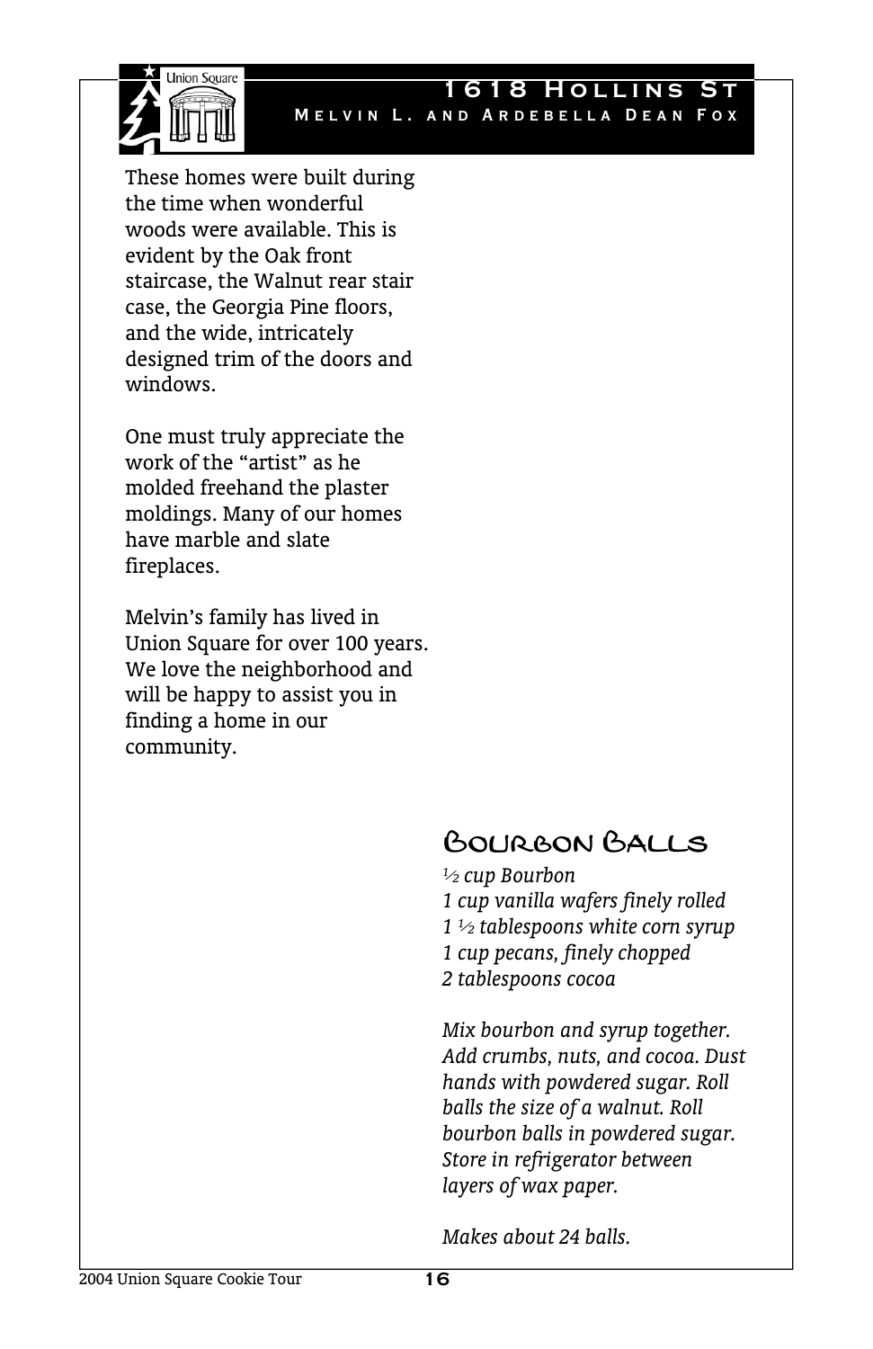## 1618 Hollins St

### Melvin L. and Ardebella Dean Fox

These homes were built during the time when wonderful woods were available. This is evident by the Oak front staircase, the Walnut rear stair case, the Georgia Pine floors, and the wide, intricately designed trim of the doors and windows.

One must truly appreciate the work of the "artist" as he molded freehand the plaster moldings. Many of our homes have marble and slate fireplaces.

Melvin's family has lived in Union Square for over 100 years. We love the neighborhood and will be happy to assist you in finding a home in our community.

## Bourbon Balls

*½ cup Bourbon*
*1 cup vanilla wafers finely rolled*
*1 ½ tablespoons white corn syrup*
*1 cup pecans, finely chopped*
*2 tablespoons cocoa*

*Mix bourbon and syrup together. Add crumbs, nuts, and cocoa. Dust hands with powdered sugar. Roll balls the size of a walnut. Roll bourbon balls in powdered sugar. Store in refrigerator between layers of wax paper.*

*Makes about 24 balls.*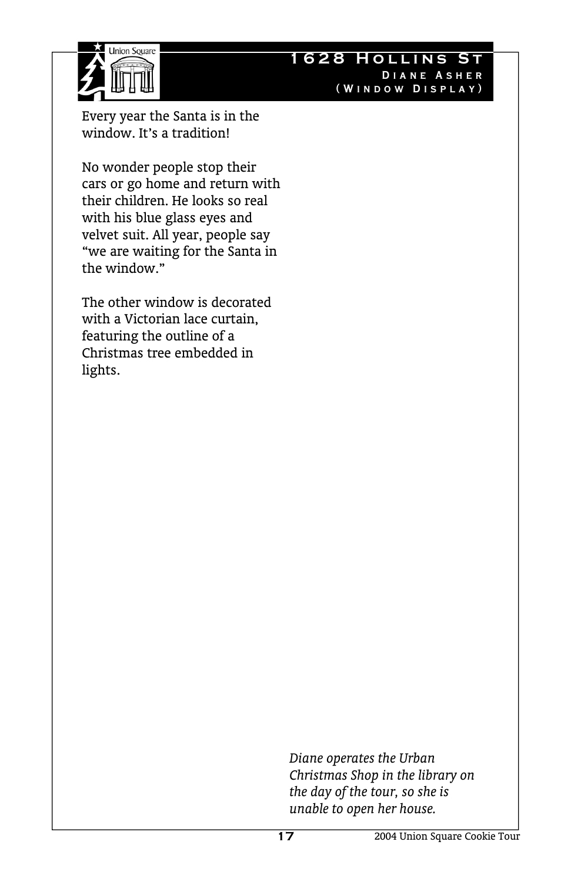# 1628 Hollins St

### Diane Asher
### (Window Display)

Every year the Santa is in the window. It's a tradition!

No wonder people stop their cars or go home and return with their children. He looks so real with his blue glass eyes and velvet suit. All year, people say "we are waiting for the Santa in the window."

The other window is decorated with a Victorian lace curtain, featuring the outline of a Christmas tree embedded in lights.

*Diane operates the Urban Christmas Shop in the library on the day of the tour, so she is unable to open her house.*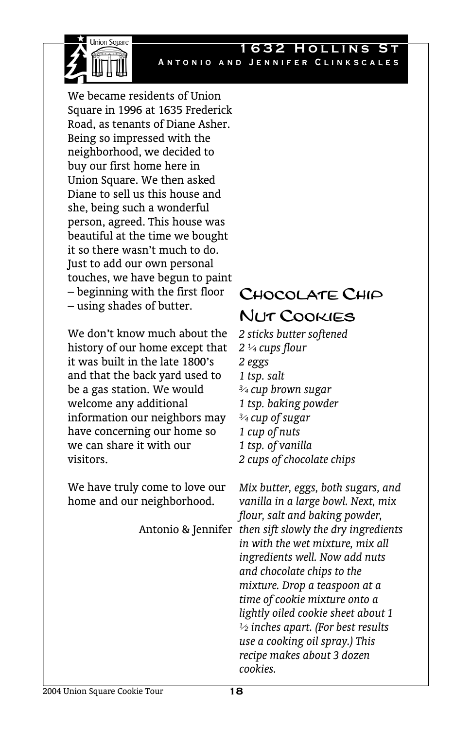# 1632 Hollins St

**Antonio and Jennifer Clinkscales**

We became residents of Union Square in 1996 at 1635 Frederick Road, as tenants of Diane Asher. Being so impressed with the neighborhood, we decided to buy our first home here in Union Square. We then asked Diane to sell us this house and she, being such a wonderful person, agreed. This house was beautiful at the time we bought it so there wasn't much to do. Just to add our own personal touches, we have begun to paint – beginning with the first floor – using shades of butter.

We don't know much about the history of our home except that it was built in the late 1800's and that the back yard used to be a gas station. We would welcome any additional information our neighbors may have concerning our home so we can share it with our visitors.

We have truly come to love our home and our neighborhood.

Antonio & Jennifer

## Chocolate Chip Nut Cookies

*2 sticks butter softened*
*2 ¼ cups flour*
*2 eggs*
*1 tsp. salt*
*¾ cup brown sugar*
*1 tsp. baking powder*
*¾ cup of sugar*
*1 cup of nuts*
*1 tsp. of vanilla*
*2 cups of chocolate chips*

*Mix butter, eggs, both sugars, and vanilla in a large bowl. Next, mix flour, salt and baking powder, then sift slowly the dry ingredients in with the wet mixture, mix all ingredients well. Now add nuts and chocolate chips to the mixture. Drop a teaspoon at a time of cookie mixture onto a lightly oiled cookie sheet about 1 ½ inches apart. (For best results use a cooking oil spray.) This recipe makes about 3 dozen cookies.*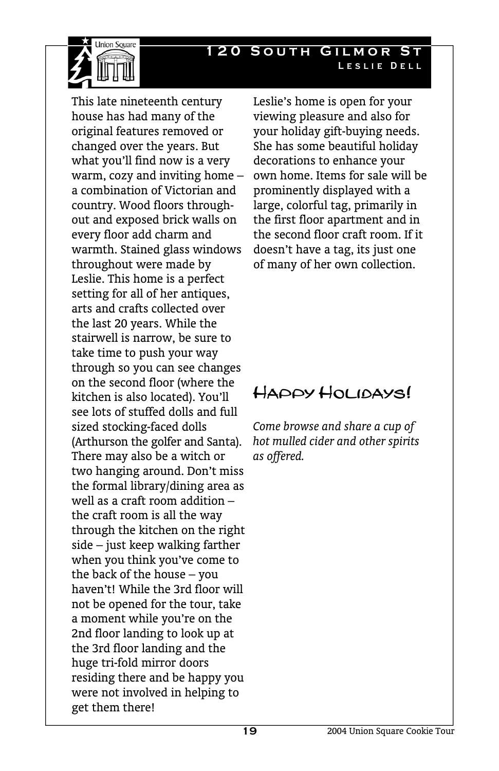## 120 South Gilmor St

### Leslie Dell

This late nineteenth century house has had many of the original features removed or changed over the years. But what you'll find now is a very warm, cozy and inviting home – a combination of Victorian and country. Wood floors throughout and exposed brick walls on every floor add charm and warmth. Stained glass windows throughout were made by Leslie. This home is a perfect setting for all of her antiques, arts and crafts collected over the last 20 years. While the stairwell is narrow, be sure to take time to push your way through so you can see changes on the second floor (where the kitchen is also located). You'll see lots of stuffed dolls and full sized stocking-faced dolls (Arthurson the golfer and Santa). There may also be a witch or two hanging around. Don't miss the formal library/dining area as well as a craft room addition – the craft room is all the way through the kitchen on the right side – just keep walking farther when you think you've come to the back of the house – you haven't! While the 3rd floor will not be opened for the tour, take a moment while you're on the 2nd floor landing to look up at the 3rd floor landing and the huge tri-fold mirror doors residing there and be happy you were not involved in helping to get them there!

Leslie's home is open for your viewing pleasure and also for your holiday gift-buying needs. She has some beautiful holiday decorations to enhance your own home. Items for sale will be prominently displayed with a large, colorful tag, primarily in the first floor apartment and in the second floor craft room. If it doesn't have a tag, its just one of many of her own collection.

## Happy Holidays!

*Come browse and share a cup of hot mulled cider and other spirits as offered.*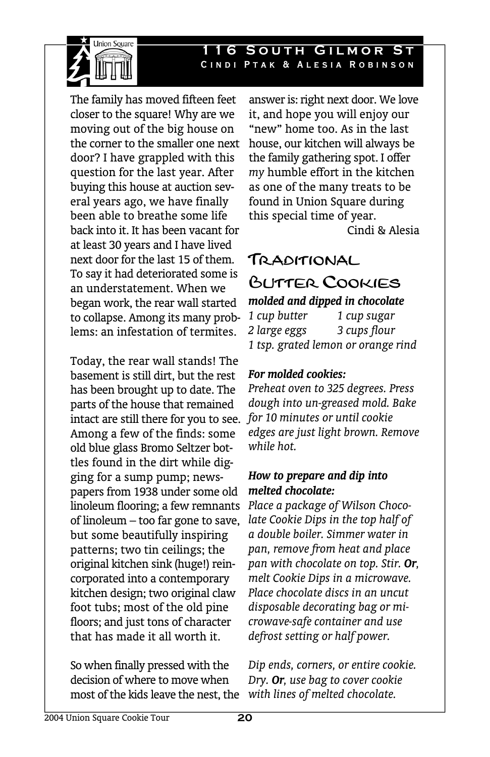## 116 South Gilmor St

**Cindi Ptak & Alesia Robinson**

The family has moved fifteen feet closer to the square! Why are we moving out of the big house on the corner to the smaller one next door? I have grappled with this question for the last year. After buying this house at auction several years ago, we have finally been able to breathe some life back into it. It has been vacant for at least 30 years and I have lived next door for the last 15 of them. To say it had deteriorated some is an understatement. When we began work, the rear wall started to collapse. Among its many problems: an infestation of termites.

Today, the rear wall stands! The basement is still dirt, but the rest has been brought up to date. The parts of the house that remained intact are still there for you to see. Among a few of the finds: some old blue glass Bromo Seltzer bottles found in the dirt while digging for a sump pump; newspapers from 1938 under some old linoleum flooring; a few remnants of linoleum – too far gone to save, but some beautifully inspiring patterns; two tin ceilings; the original kitchen sink (huge!) reincorporated into a contemporary kitchen design; two original claw foot tubs; most of the old pine floors; and just tons of character that has made it all worth it.

So when finally pressed with the decision of where to move when most of the kids leave the nest, the answer is: right next door. We love it, and hope you will enjoy our "new" home too. As in the last house, our kitchen will always be the family gathering spot. I offer *my* humble effort in the kitchen as one of the many treats to be found in Union Square during this special time of year.

Cindi & Alesia

## Traditional Butter Cookies

***molded and dipped in chocolate***

*1 cup butter* — *1 cup sugar*
*2 large eggs* — *3 cups flour*
*1 tsp. grated lemon or orange rind*

***For molded cookies:***

*Preheat oven to 325 degrees. Press dough into un-greased mold. Bake for 10 minutes or until cookie edges are just light brown. Remove while hot.*

***How to prepare and dip into melted chocolate:***

*Place a package of Wilson Chocolate Cookie Dips in the top half of a double boiler. Simmer water in pan, remove from heat and place pan with chocolate on top. Stir.* ***Or****, melt Cookie Dips in a microwave. Place chocolate discs in an uncut disposable decorating bag or microwave-safe container and use defrost setting or half power.*

*Dip ends, corners, or entire cookie. Dry.* ***Or****, use bag to cover cookie with lines of melted chocolate.*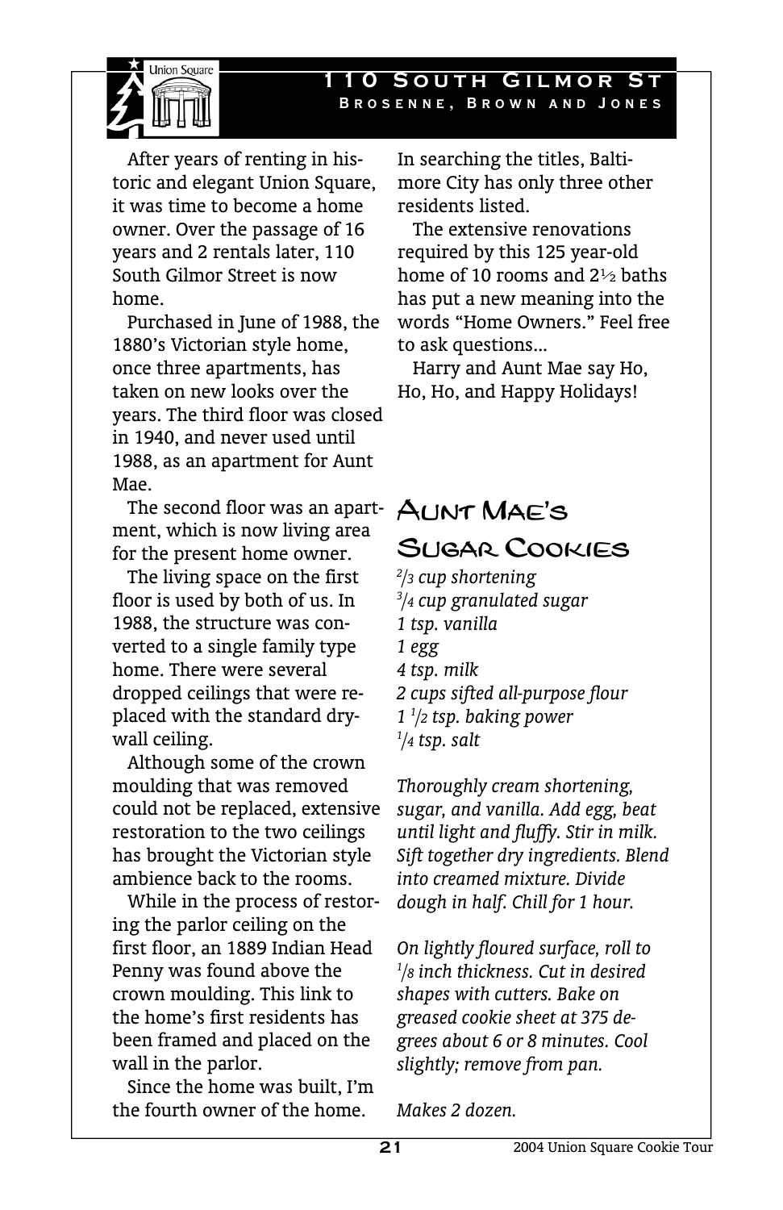# 110 South Gilmor St

### Brosenne, Brown and Jones

After years of renting in historic and elegant Union Square, it was time to become a home owner. Over the passage of 16 years and 2 rentals later, 110 South Gilmor Street is now home.

Purchased in June of 1988, the 1880's Victorian style home, once three apartments, has taken on new looks over the years. The third floor was closed in 1940, and never used until 1988, as an apartment for Aunt Mae.

The second floor was an apartment, which is now living area for the present home owner.

The living space on the first floor is used by both of us. In 1988, the structure was converted to a single family type home. There were several dropped ceilings that were replaced with the standard drywall ceiling.

Although some of the crown moulding that was removed could not be replaced, extensive restoration to the two ceilings has brought the Victorian style ambience back to the rooms.

While in the process of restoring the parlor ceiling on the first floor, an 1889 Indian Head Penny was found above the crown moulding. This link to the home's first residents has been framed and placed on the wall in the parlor.

Since the home was built, I'm the fourth owner of the home. In searching the titles, Baltimore City has only three other residents listed.

The extensive renovations required by this 125 year-old home of 10 rooms and 2½ baths has put a new meaning into the words "Home Owners." Feel free to ask questions...

Harry and Aunt Mae say Ho, Ho, Ho, and Happy Holidays!

## Aunt Mae's Sugar Cookies

*2/3 cup shortening*
*3/4 cup granulated sugar*
*1 tsp. vanilla*
*1 egg*
*4 tsp. milk*
*2 cups sifted all-purpose flour*
*1 1/2 tsp. baking power*
*1/4 tsp. salt*

*Thoroughly cream shortening, sugar, and vanilla. Add egg, beat until light and fluffy. Stir in milk. Sift together dry ingredients. Blend into creamed mixture. Divide dough in half. Chill for 1 hour.*

*On lightly floured surface, roll to 1/8 inch thickness. Cut in desired shapes with cutters. Bake on greased cookie sheet at 375 degrees about 6 or 8 minutes. Cool slightly; remove from pan.*

*Makes 2 dozen.*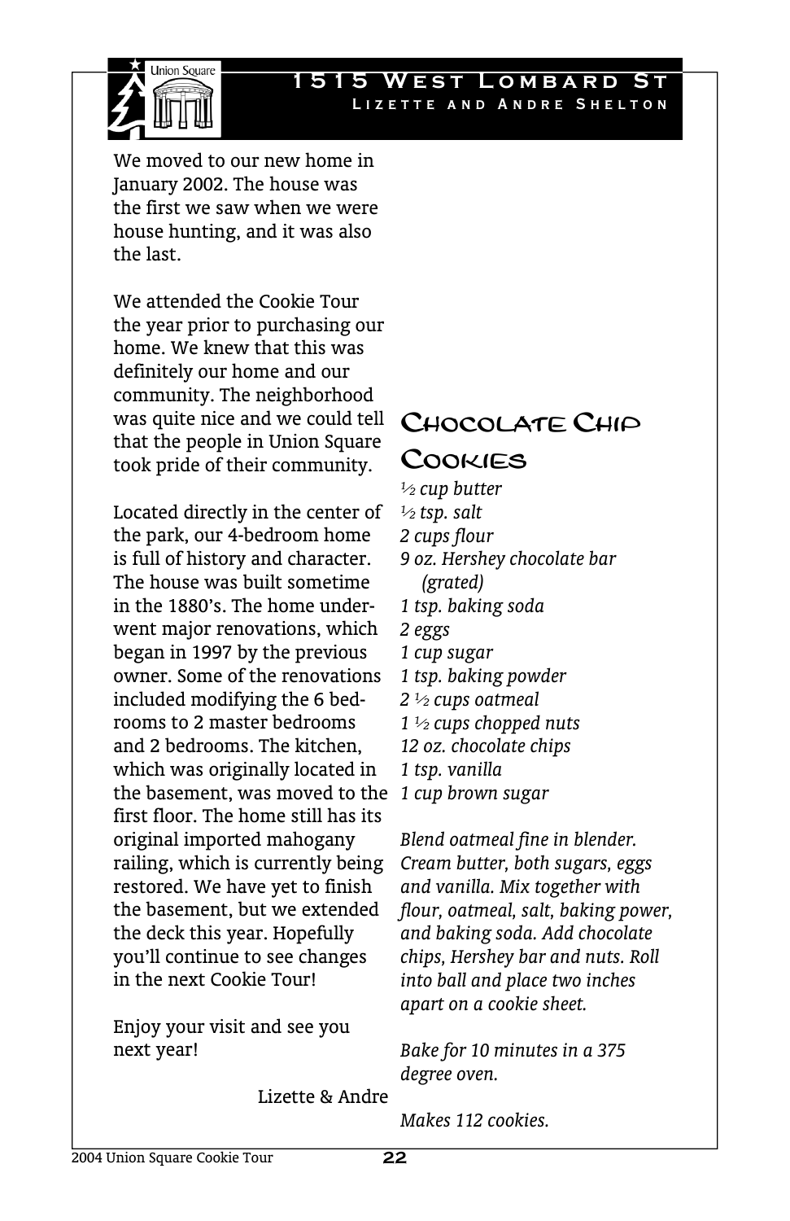# 1515 West Lombard St

**Lizette and Andre Shelton**

We moved to our new home in January 2002. The house was the first we saw when we were house hunting, and it was also the last.

We attended the Cookie Tour the year prior to purchasing our home. We knew that this was definitely our home and our community. The neighborhood was quite nice and we could tell that the people in Union Square took pride of their community.

Located directly in the center of the park, our 4-bedroom home is full of history and character. The house was built sometime in the 1880's. The home underwent major renovations, which began in 1997 by the previous owner. Some of the renovations included modifying the 6 bedrooms to 2 master bedrooms and 2 bedrooms. The kitchen, which was originally located in the basement, was moved to the first floor. The home still has its original imported mahogany railing, which is currently being restored. We have yet to finish the basement, but we extended the deck this year. Hopefully you'll continue to see changes in the next Cookie Tour!

Enjoy your visit and see you next year!

Lizette & Andre

## Chocolate Chip Cookies

*½ cup butter*  
*½ tsp. salt*  
*2 cups flour*  
*9 oz. Hershey chocolate bar (grated)*  
*1 tsp. baking soda*  
*2 eggs*  
*1 cup sugar*  
*1 tsp. baking powder*  
*2 ½ cups oatmeal*  
*1 ½ cups chopped nuts*  
*12 oz. chocolate chips*  
*1 tsp. vanilla*  
*1 cup brown sugar*

*Blend oatmeal fine in blender. Cream butter, both sugars, eggs and vanilla. Mix together with flour, oatmeal, salt, baking power, and baking soda. Add chocolate chips, Hershey bar and nuts. Roll into ball and place two inches apart on a cookie sheet.*

*Bake for 10 minutes in a 375 degree oven.*

*Makes 112 cookies.*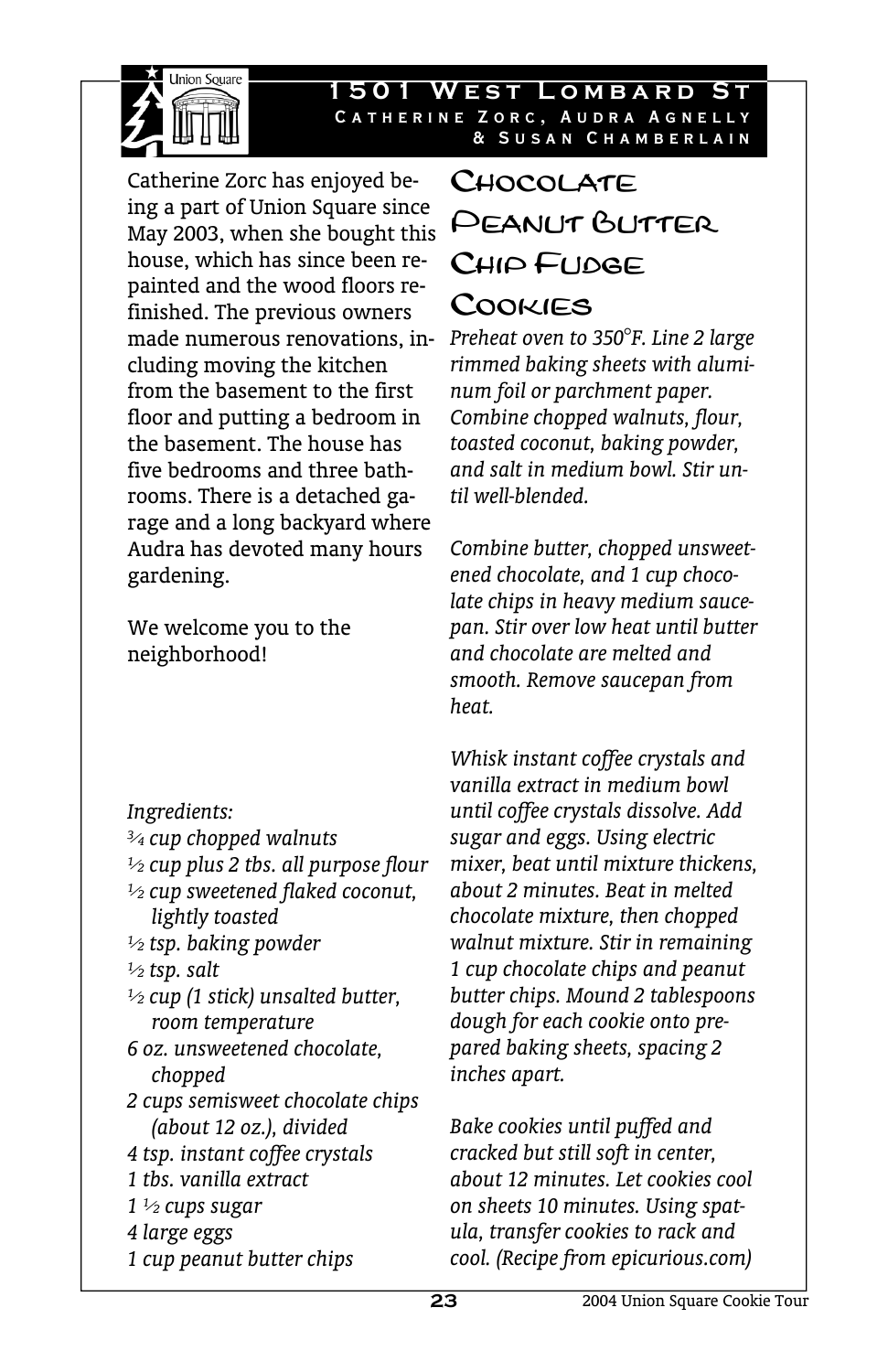# 1501 West Lombard St

**Catherine Zorc, Audra Agnelly & Susan Chamberlain**

Catherine Zorc has enjoyed being a part of Union Square since May 2003, when she bought this house, which has since been repainted and the wood floors refinished. The previous owners made numerous renovations, including moving the kitchen from the basement to the first floor and putting a bedroom in the basement. The house has five bedrooms and three bathrooms. There is a detached garage and a long backyard where Audra has devoted many hours gardening.

We welcome you to the neighborhood!

## Chocolate Peanut Butter Chip Fudge Cookies

*Ingredients:*

- *¾ cup chopped walnuts*
- *½ cup plus 2 tbs. all purpose flour*
- *½ cup sweetened flaked coconut, lightly toasted*
- *½ tsp. baking powder*
- *½ tsp. salt*
- *½ cup (1 stick) unsalted butter, room temperature*
- *6 oz. unsweetened chocolate, chopped*
- *2 cups semisweet chocolate chips (about 12 oz.), divided*
- *4 tsp. instant coffee crystals*
- *1 tbs. vanilla extract*
- *1 ½ cups sugar*
- *4 large eggs*
- *1 cup peanut butter chips*

*Preheat oven to 350°F. Line 2 large rimmed baking sheets with aluminum foil or parchment paper. Combine chopped walnuts, flour, toasted coconut, baking powder, and salt in medium bowl. Stir until well-blended.*

*Combine butter, chopped unsweetened chocolate, and 1 cup chocolate chips in heavy medium saucepan. Stir over low heat until butter and chocolate are melted and smooth. Remove saucepan from heat.*

*Whisk instant coffee crystals and vanilla extract in medium bowl until coffee crystals dissolve. Add sugar and eggs. Using electric mixer, beat until mixture thickens, about 2 minutes. Beat in melted chocolate mixture, then chopped walnut mixture. Stir in remaining 1 cup chocolate chips and peanut butter chips. Mound 2 tablespoons dough for each cookie onto prepared baking sheets, spacing 2 inches apart.*

*Bake cookies until puffed and cracked but still soft in center, about 12 minutes. Let cookies cool on sheets 10 minutes. Using spatula, transfer cookies to rack and cool. (Recipe from epicurious.com)*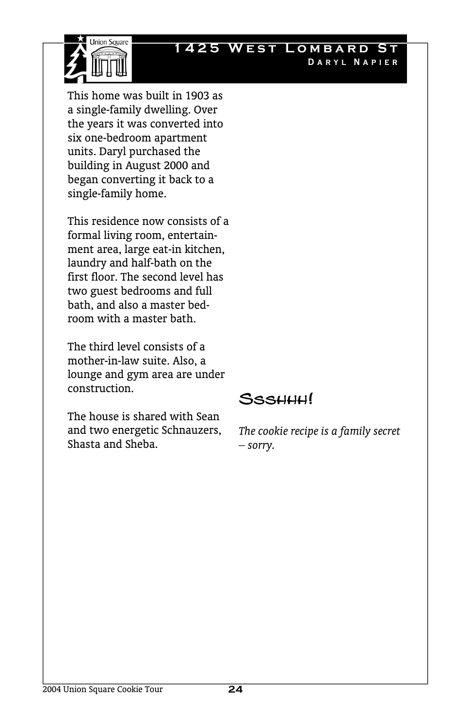# 1425 West Lombard St

## Daryl Napier

This home was built in 1903 as a single-family dwelling. Over the years it was converted into six one-bedroom apartment units. Daryl purchased the building in August 2000 and began converting it back to a single-family home.

This residence now consists of a formal living room, entertainment area, large eat-in kitchen, laundry and half-bath on the first floor. The second level has two guest bedrooms and full bath, and also a master bedroom with a master bath.

The third level consists of a mother-in-law suite. Also, a lounge and gym area are under construction.

The house is shared with Sean and two energetic Schnauzers, Shasta and Sheba.

## Ssshhh!

*The cookie recipe is a family secret – sorry.*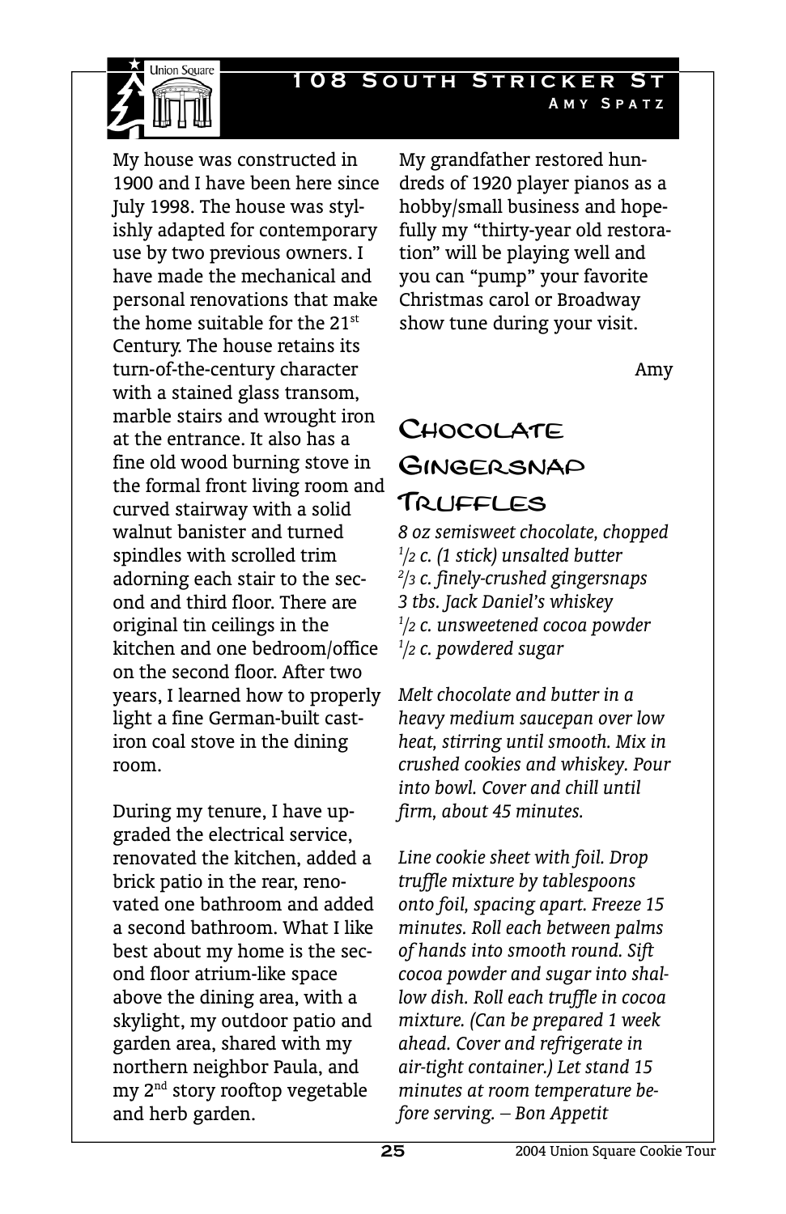# 108 South Stricker St

**Amy Spatz**

My house was constructed in 1900 and I have been here since July 1998. The house was stylishly adapted for contemporary use by two previous owners. I have made the mechanical and personal renovations that make the home suitable for the 21st Century. The house retains its turn-of-the-century character with a stained glass transom, marble stairs and wrought iron at the entrance. It also has a fine old wood burning stove in the formal front living room and curved stairway with a solid walnut banister and turned spindles with scrolled trim adorning each stair to the second and third floor. There are original tin ceilings in the kitchen and one bedroom/office on the second floor. After two years, I learned how to properly light a fine German-built cast-iron coal stove in the dining room.

During my tenure, I have upgraded the electrical service, renovated the kitchen, added a brick patio in the rear, renovated one bathroom and added a second bathroom. What I like best about my home is the second floor atrium-like space above the dining area, with a skylight, my outdoor patio and garden area, shared with my northern neighbor Paula, and my 2nd story rooftop vegetable and herb garden.

My grandfather restored hundreds of 1920 player pianos as a hobby/small business and hopefully my "thirty-year old restoration" will be playing well and you can "pump" your favorite Christmas carol or Broadway show tune during your visit.

Amy

## Chocolate Gingersnap Truffles

*8 oz semisweet chocolate, chopped*
*1/2 c. (1 stick) unsalted butter*
*2/3 c. finely-crushed gingersnaps*
*3 tbs. Jack Daniel's whiskey*
*1/2 c. unsweetened cocoa powder*
*1/2 c. powdered sugar*

*Melt chocolate and butter in a heavy medium saucepan over low heat, stirring until smooth. Mix in crushed cookies and whiskey. Pour into bowl. Cover and chill until firm, about 45 minutes.*

*Line cookie sheet with foil. Drop truffle mixture by tablespoons onto foil, spacing apart. Freeze 15 minutes. Roll each between palms of hands into smooth round. Sift cocoa powder and sugar into shallow dish. Roll each truffle in cocoa mixture. (Can be prepared 1 week ahead. Cover and refrigerate in air-tight container.) Let stand 15 minutes at room temperature before serving. – Bon Appetit*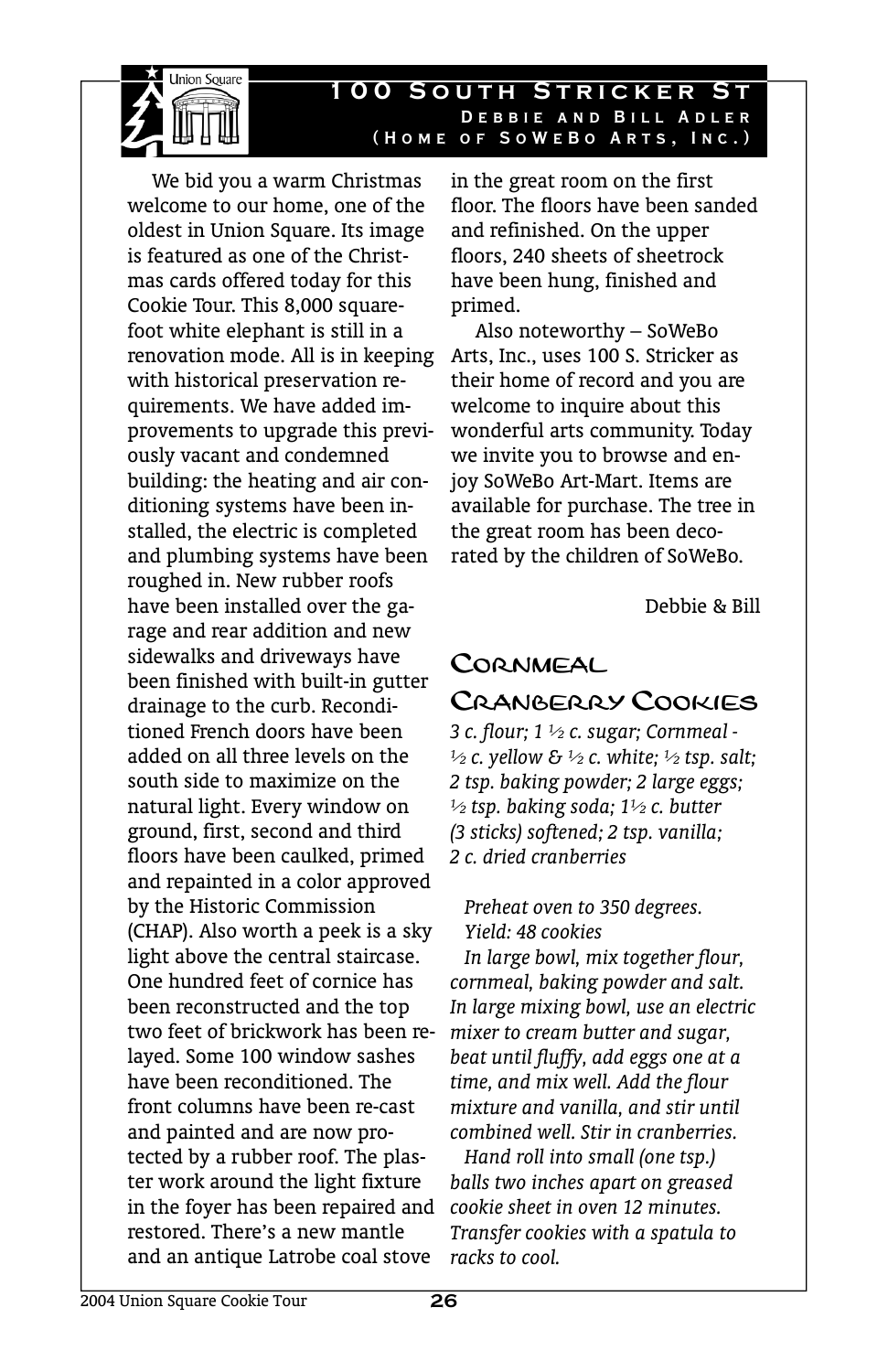## 100 South Stricker St

**Debbie and Bill Adler**
**(Home of SoWeBo Arts, Inc.)**

We bid you a warm Christmas welcome to our home, one of the oldest in Union Square. Its image is featured as one of the Christmas cards offered today for this Cookie Tour. This 8,000 square-foot white elephant is still in a renovation mode. All is in keeping with historical preservation requirements. We have added improvements to upgrade this previously vacant and condemned building: the heating and air conditioning systems have been installed, the electric is completed and plumbing systems have been roughed in. New rubber roofs have been installed over the garage and rear addition and new sidewalks and driveways have been finished with built-in gutter drainage to the curb. Reconditioned French doors have been added on all three levels on the south side to maximize on the natural light. Every window on ground, first, second and third floors have been caulked, primed and repainted in a color approved by the Historic Commission (CHAP). Also worth a peek is a sky light above the central staircase. One hundred feet of cornice has been reconstructed and the top two feet of brickwork has been relayed. Some 100 window sashes have been reconditioned. The front columns have been re-cast and painted and are now protected by a rubber roof. The plaster work around the light fixture in the foyer has been repaired and restored. There's a new mantle and an antique Latrobe coal stove in the great room on the first floor. The floors have been sanded and refinished. On the upper floors, 240 sheets of sheetrock have been hung, finished and primed.

Also noteworthy – SoWeBo Arts, Inc., uses 100 S. Stricker as their home of record and you are welcome to inquire about this wonderful arts community. Today we invite you to browse and enjoy SoWeBo Art-Mart. Items are available for purchase. The tree in the great room has been decorated by the children of SoWeBo.

Debbie & Bill

### Cornmeal Cranberry Cookies

*3 c. flour; 1 ½ c. sugar; Cornmeal - ½ c. yellow & ½ c. white; ½ tsp. salt; 2 tsp. baking powder; 2 large eggs; ½ tsp. baking soda; 1½ c. butter (3 sticks) softened; 2 tsp. vanilla; 2 c. dried cranberries*

*Preheat oven to 350 degrees.*
*Yield: 48 cookies*

*In large bowl, mix together flour, cornmeal, baking powder and salt. In large mixing bowl, use an electric mixer to cream butter and sugar, beat until fluffy, add eggs one at a time, and mix well. Add the flour mixture and vanilla, and stir until combined well. Stir in cranberries.*

*Hand roll into small (one tsp.) balls two inches apart on greased cookie sheet in oven 12 minutes. Transfer cookies with a spatula to racks to cool.*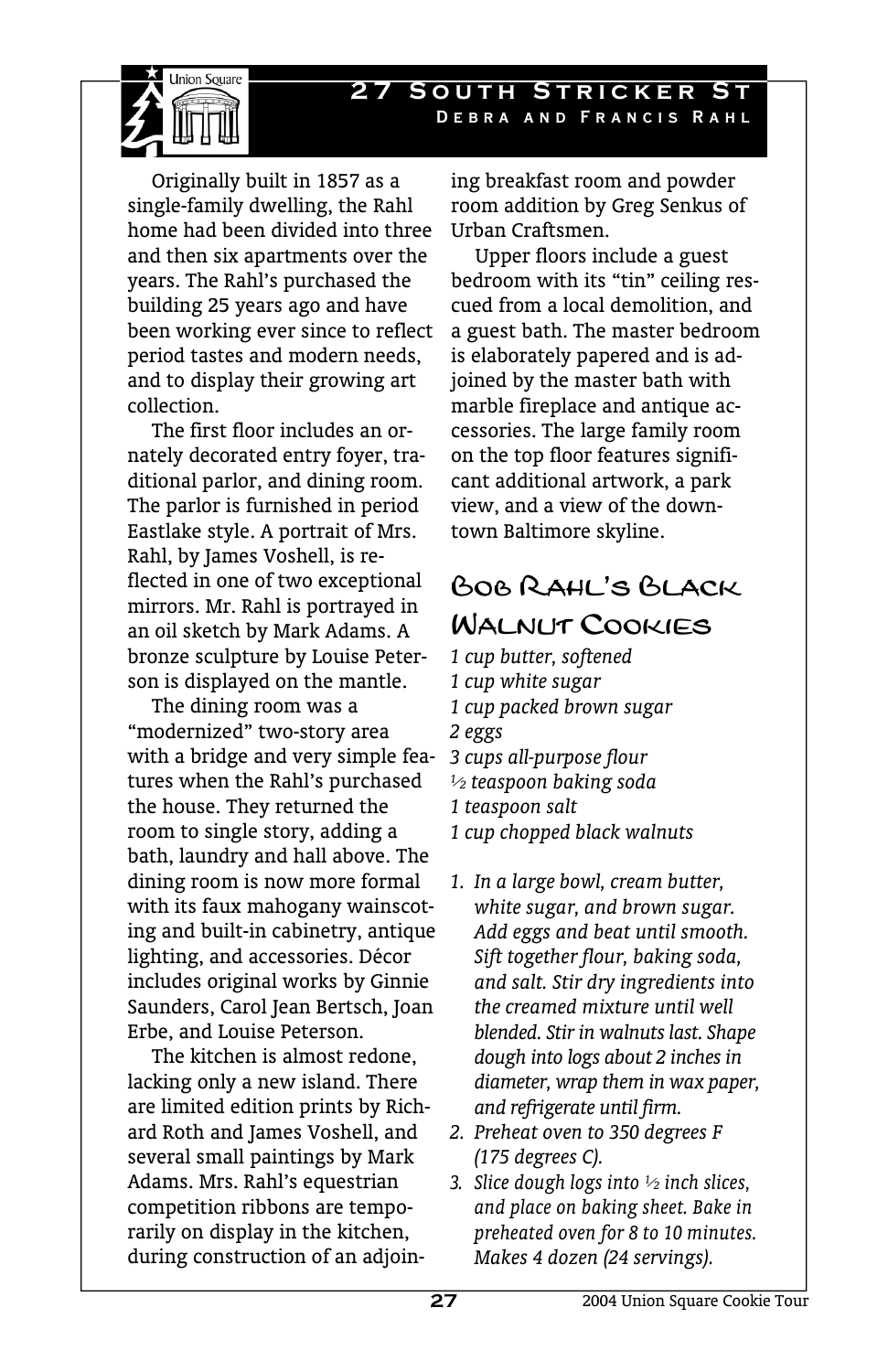# 27 South Stricker St

**Debra and Francis Rahl**

Originally built in 1857 as a single-family dwelling, the Rahl home had been divided into three and then six apartments over the years. The Rahl's purchased the building 25 years ago and have been working ever since to reflect period tastes and modern needs, and to display their growing art collection.

The first floor includes an ornately decorated entry foyer, traditional parlor, and dining room. The parlor is furnished in period Eastlake style. A portrait of Mrs. Rahl, by James Voshell, is reflected in one of two exceptional mirrors. Mr. Rahl is portrayed in an oil sketch by Mark Adams. A bronze sculpture by Louise Peterson is displayed on the mantle.

The dining room was a "modernized" two-story area with a bridge and very simple features when the Rahl's purchased the house. They returned the room to single story, adding a bath, laundry and hall above. The dining room is now more formal with its faux mahogany wainscoting and built-in cabinetry, antique lighting, and accessories. Décor includes original works by Ginnie Saunders, Carol Jean Bertsch, Joan Erbe, and Louise Peterson.

The kitchen is almost redone, lacking only a new island. There are limited edition prints by Richard Roth and James Voshell, and several small paintings by Mark Adams. Mrs. Rahl's equestrian competition ribbons are temporarily on display in the kitchen, during construction of an adjoining breakfast room and powder room addition by Greg Senkus of Urban Craftsmen.

Upper floors include a guest bedroom with its "tin" ceiling rescued from a local demolition, and a guest bath. The master bedroom is elaborately papered and is adjoined by the master bath with marble fireplace and antique accessories. The large family room on the top floor features significant additional artwork, a park view, and a view of the downtown Baltimore skyline.

## Bob Rahl's Black Walnut Cookies

*1 cup butter, softened*
*1 cup white sugar*
*1 cup packed brown sugar*
*2 eggs*
*3 cups all-purpose flour*
*½ teaspoon baking soda*
*1 teaspoon salt*
*1 cup chopped black walnuts*

1. *In a large bowl, cream butter, white sugar, and brown sugar. Add eggs and beat until smooth. Sift together flour, baking soda, and salt. Stir dry ingredients into the creamed mixture until well blended. Stir in walnuts last. Shape dough into logs about 2 inches in diameter, wrap them in wax paper, and refrigerate until firm.*
2. *Preheat oven to 350 degrees F (175 degrees C).*
3. *Slice dough logs into ½ inch slices, and place on baking sheet. Bake in preheated oven for 8 to 10 minutes. Makes 4 dozen (24 servings).*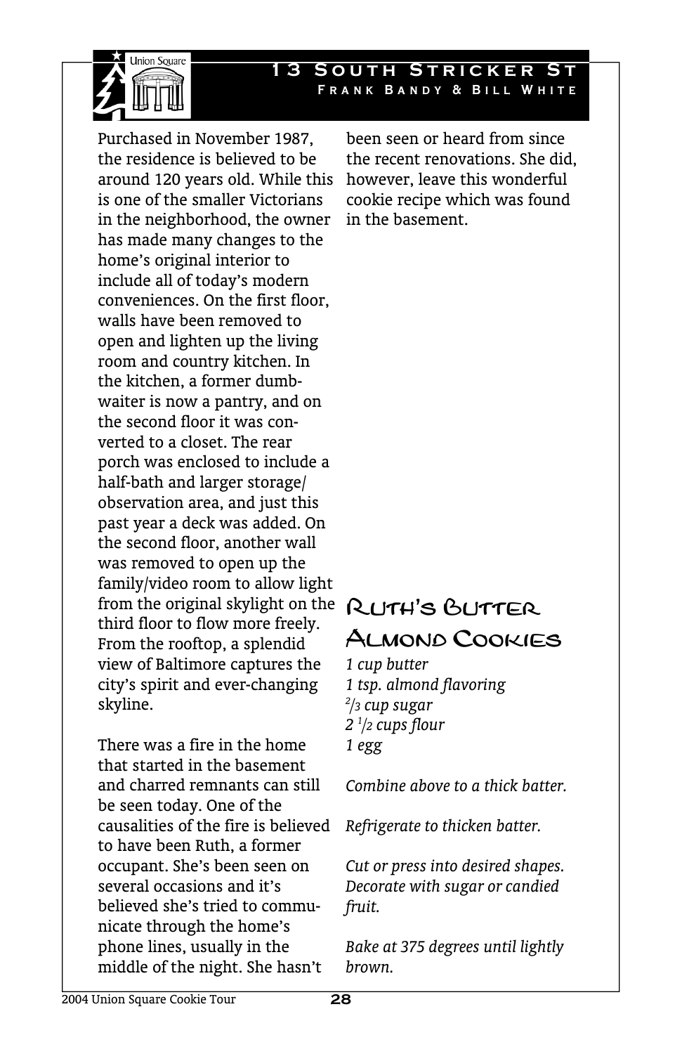# 13 South Stricker St

**Frank Bandy & Bill White**

Purchased in November 1987, the residence is believed to be around 120 years old. While this is one of the smaller Victorians in the neighborhood, the owner has made many changes to the home's original interior to include all of today's modern conveniences. On the first floor, walls have been removed to open and lighten up the living room and country kitchen. In the kitchen, a former dumbwaiter is now a pantry, and on the second floor it was converted to a closet. The rear porch was enclosed to include a half-bath and larger storage/observation area, and just this past year a deck was added. On the second floor, another wall was removed to open up the family/video room to allow light from the original skylight on the third floor to flow more freely. From the rooftop, a splendid view of Baltimore captures the city's spirit and ever-changing skyline.

There was a fire in the home that started in the basement and charred remnants can still be seen today. One of the causalities of the fire is believed to have been Ruth, a former occupant. She's been seen on several occasions and it's believed she's tried to communicate through the home's phone lines, usually in the middle of the night. She hasn't been seen or heard from since the recent renovations. She did, however, leave this wonderful cookie recipe which was found in the basement.

## Ruth's Butter Almond Cookies

*1 cup butter*
*1 tsp. almond flavoring*
*2/3 cup sugar*
*2 1/2 cups flour*
*1 egg*

*Combine above to a thick batter.*

*Refrigerate to thicken batter.*

*Cut or press into desired shapes. Decorate with sugar or candied fruit.*

*Bake at 375 degrees until lightly brown.*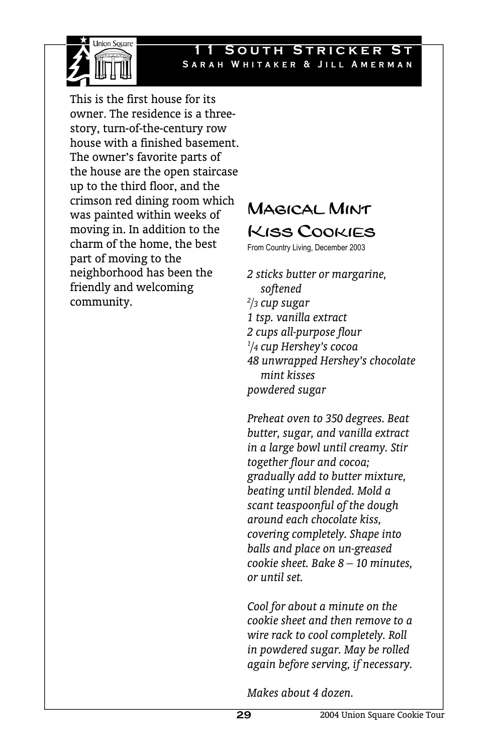## 11 South Stricker St

**Sarah Whitaker & Jill Amerman**

This is the first house for its owner. The residence is a three-story, turn-of-the-century row house with a finished basement. The owner's favorite parts of the house are the open staircase up to the third floor, and the crimson red dining room which was painted within weeks of moving in. In addition to the charm of the home, the best part of moving to the neighborhood has been the friendly and welcoming community.

# Magical Mint Kiss Cookies

From Country Living, December 2003

*2 sticks butter or margarine, softened*
*2/3 cup sugar*
*1 tsp. vanilla extract*
*2 cups all-purpose flour*
*1/4 cup Hershey's cocoa*
*48 unwrapped Hershey's chocolate mint kisses*
*powdered sugar*

*Preheat oven to 350 degrees. Beat butter, sugar, and vanilla extract in a large bowl until creamy. Stir together flour and cocoa; gradually add to butter mixture, beating until blended. Mold a scant teaspoonful of the dough around each chocolate kiss, covering completely. Shape into balls and place on un-greased cookie sheet. Bake 8 – 10 minutes, or until set.*

*Cool for about a minute on the cookie sheet and then remove to a wire rack to cool completely. Roll in powdered sugar. May be rolled again before serving, if necessary.*

*Makes about 4 dozen.*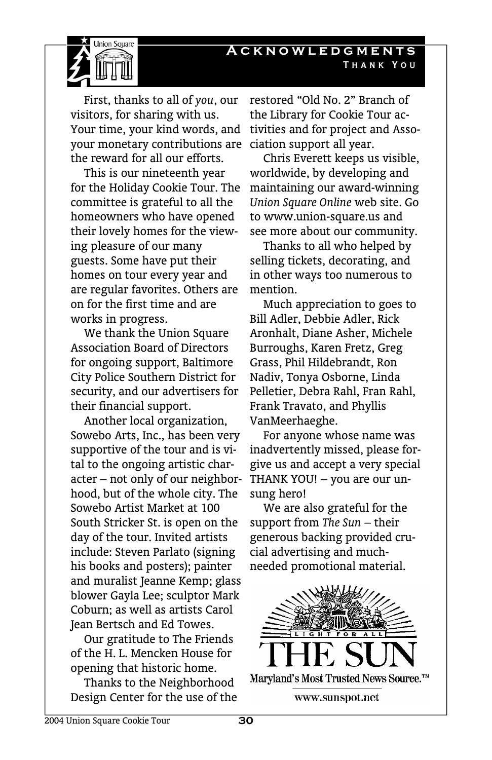# Acknowledgments

## Thank You

First, thanks to all of *you*, our visitors, for sharing with us. Your time, your kind words, and your monetary contributions are the reward for all our efforts.

This is our nineteenth year for the Holiday Cookie Tour. The committee is grateful to all the homeowners who have opened their lovely homes for the viewing pleasure of our many guests. Some have put their homes on tour every year and are regular favorites. Others are on for the first time and are works in progress.

We thank the Union Square Association Board of Directors for ongoing support, Baltimore City Police Southern District for security, and our advertisers for their financial support.

Another local organization, Sowebo Arts, Inc., has been very supportive of the tour and is vital to the ongoing artistic character – not only of our neighborhood, but of the whole city. The Sowebo Artist Market at 100 South Stricker St. is open on the day of the tour. Invited artists include: Steven Parlato (signing his books and posters); painter and muralist Jeanne Kemp; glass blower Gayla Lee; sculptor Mark Coburn; as well as artists Carol Jean Bertsch and Ed Towes.

Our gratitude to The Friends of the H. L. Mencken House for opening that historic home.

Thanks to the Neighborhood Design Center for the use of the restored "Old No. 2" Branch of the Library for Cookie Tour activities and for project and Association support all year.

Chris Everett keeps us visible, worldwide, by developing and maintaining our award-winning *Union Square Online* web site. Go to www.union-square.us and see more about our community.

Thanks to all who helped by selling tickets, decorating, and in other ways too numerous to mention.

Much appreciation to goes to Bill Adler, Debbie Adler, Rick Aronhalt, Diane Asher, Michele Burroughs, Karen Fretz, Greg Grass, Phil Hildebrandt, Ron Nadiv, Tonya Osborne, Linda Pelletier, Debra Rahl, Fran Rahl, Frank Travato, and Phyllis VanMeerhaeghe.

For anyone whose name was inadvertently missed, please forgive us and accept a very special THANK YOU! – you are our unsung hero!

We are also grateful for the support from *The Sun* – their generous backing provided crucial advertising and much-needed promotional material.

LIGHT FOR ALL

THE SUN

Maryland's Most Trusted News Source.™

www.sunspot.net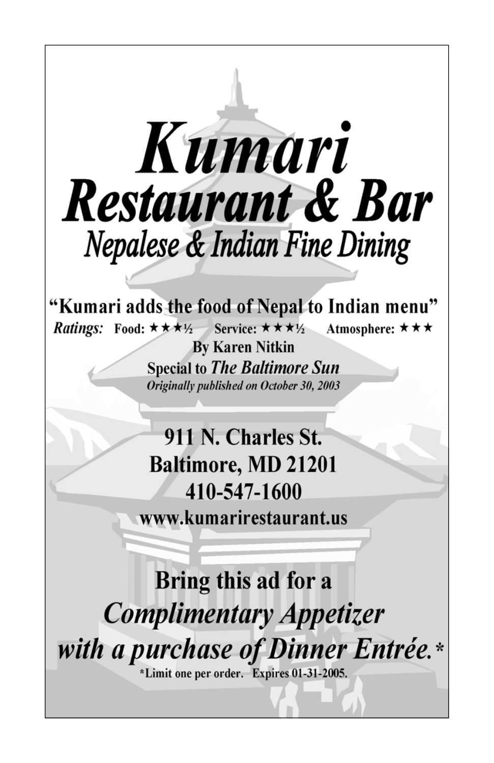# *Kumari*

## *Restaurant & Bar*

### *Nepalese & Indian Fine Dining*

**"Kumari adds the food of Nepal to Indian menu"**

***Ratings:*** **Food: ★★★½ Service: ★★★½ Atmosphere: ★★★**

**By Karen Nitkin**

**Special to *The Baltimore Sun***

***Originally published on October 30, 2003***

**911 N. Charles St.**
**Baltimore, MD 21201**
**410-547-1600**
**www.kumarirestaurant.us**

**Bring this ad for a**
***Complimentary Appetizer***
***with a purchase of Dinner Entrée.****

**\*Limit one per order. Expires 01-31-2005.**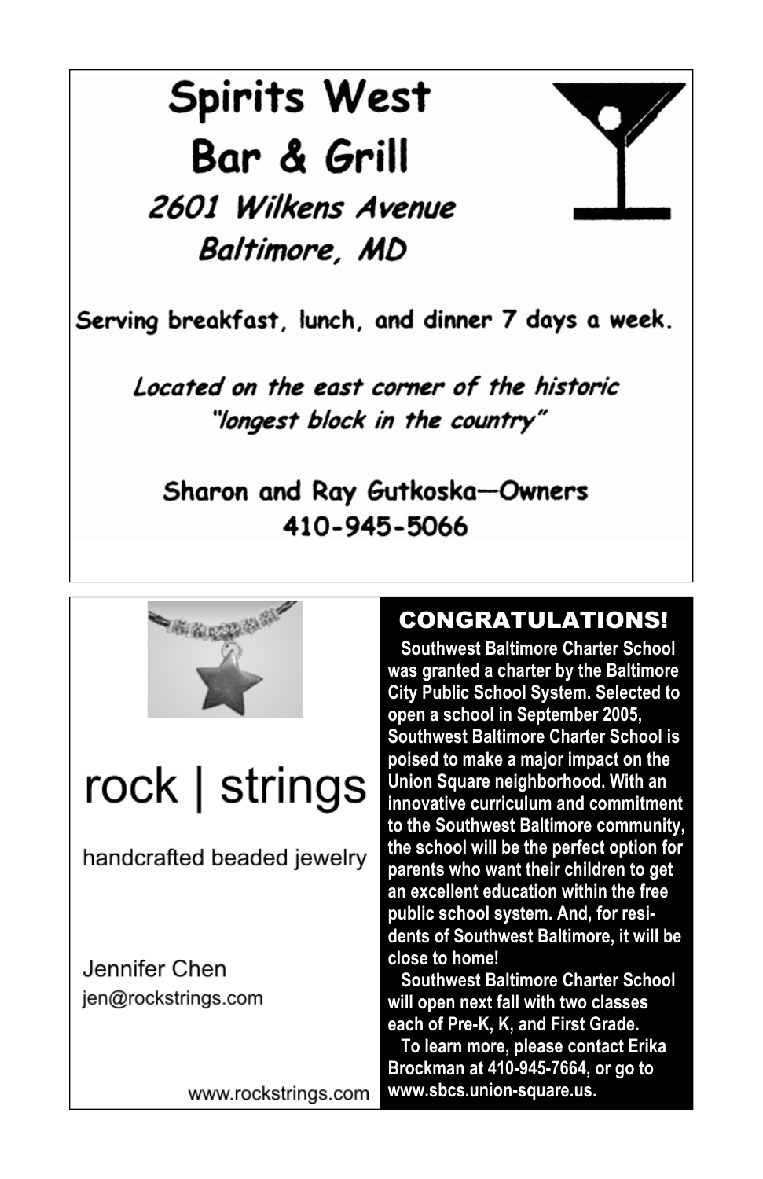# Spirits West Bar & Grill

*2601 Wilkens Avenue*
*Baltimore, MD*

Serving breakfast, lunch, and dinner 7 days a week.

*Located on the east corner of the historic "longest block in the country"*

Sharon and Ray Gutkoska—Owners
410-945-5066

---

# rock | strings

handcrafted beaded jewelry

Jennifer Chen
jen@rockstrings.com

www.rockstrings.com

---

## CONGRATULATIONS!

**Southwest Baltimore Charter School was granted a charter by the Baltimore City Public School System. Selected to open a school in September 2005, Southwest Baltimore Charter School is poised to make a major impact on the Union Square neighborhood. With an innovative curriculum and commitment to the Southwest Baltimore community, the school will be the perfect option for parents who want their children to get an excellent education within the free public school system. And, for residents of Southwest Baltimore, it will be close to home!**

**Southwest Baltimore Charter School will open next fall with two classes each of Pre-K, K, and First Grade.**

**To learn more, please contact Erika Brockman at 410-945-7664, or go to www.sbcs.union-square.us.**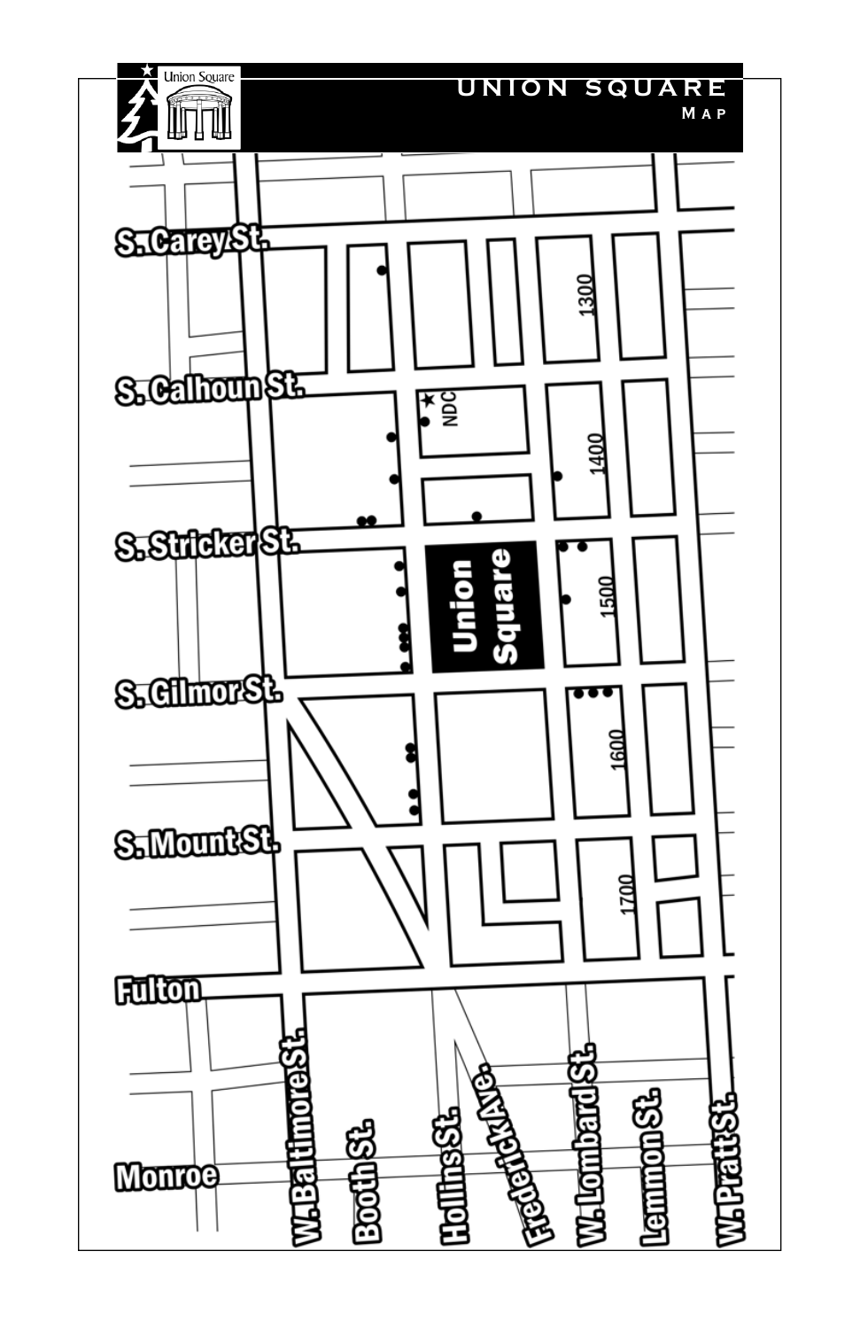# UNION SQUARE

## Map

Union Square

S. Carey St.

S. Calhoun St.

S. Stricker St.

S. Gilmor St.

S. Mount St.

Fulton

Monroe

W. Baltimore St.

Booth St.

Hollins St.

Frederick Ave.

W. Lombard St.

Lemmon St.

W. Pratt St.

NDC

Union Square

1300

1400

1500

1600

1700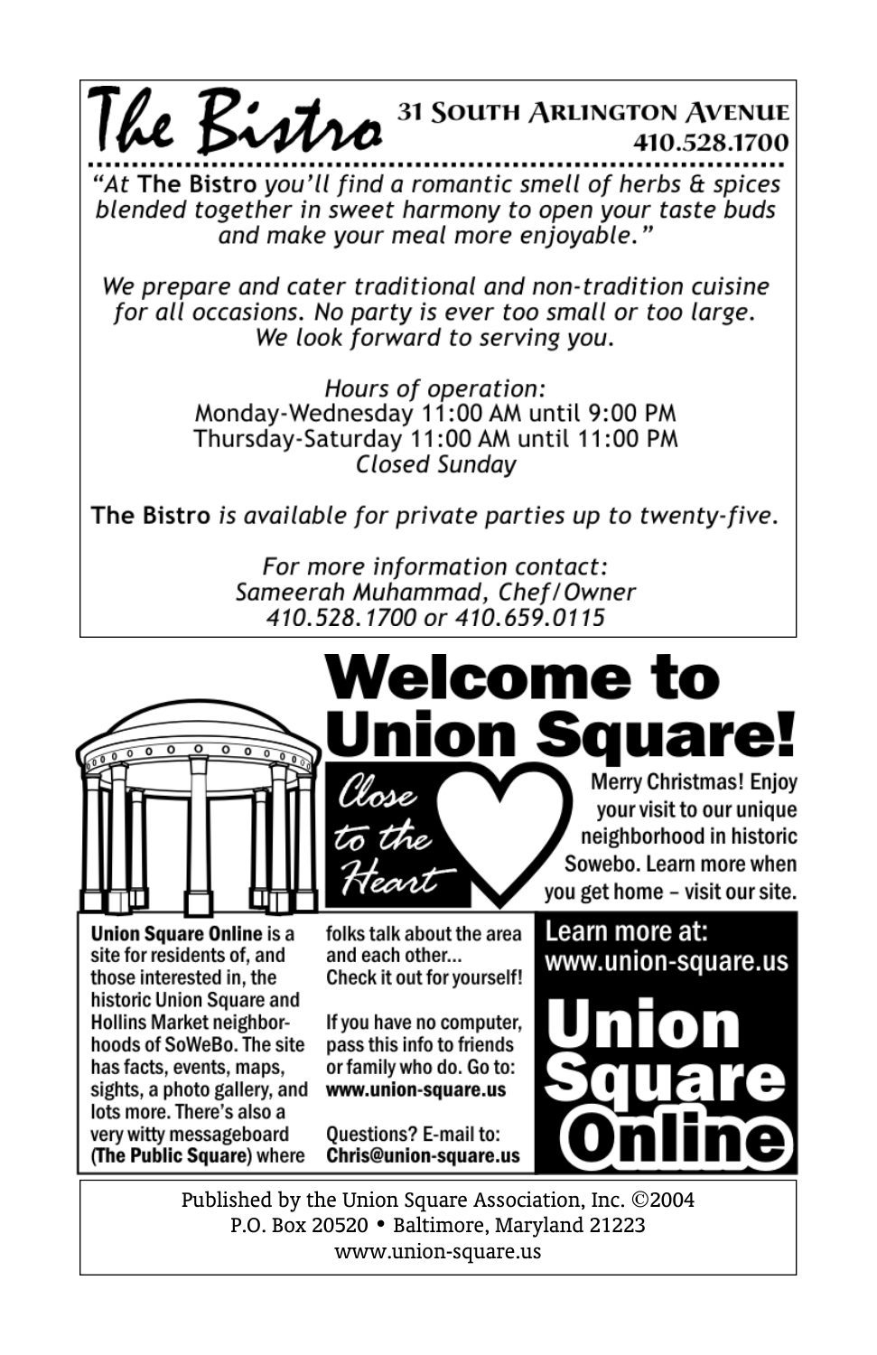# The Bistro

31 South Arlington Avenue
410.528.1700

*"At* **The Bistro** *you'll find a romantic smell of herbs & spices blended together in sweet harmony to open your taste buds and make your meal more enjoyable."*

*We prepare and cater traditional and non-tradition cuisine for all occasions. No party is ever too small or too large. We look forward to serving you.*

*Hours of operation:*
Monday-Wednesday 11:00 AM until 9:00 PM
Thursday-Saturday 11:00 AM until 11:00 PM
*Closed Sunday*

**The Bistro** *is available for private parties up to twenty-five.*

*For more information contact:*
*Sameerah Muhammad, Chef/Owner*
*410.528.1700 or 410.659.0115*

# Welcome to Union Square!

*Close to the Heart*

Merry Christmas! Enjoy your visit to our unique neighborhood in historic Sowebo. Learn more when you get home – visit our site.

**Union Square Online** is a site for residents of, and those interested in, the historic Union Square and Hollins Market neighborhoods of SoWeBo. The site has facts, events, maps, sights, a photo gallery, and lots more. There's also a very witty messageboard (**The Public Square**) where folks talk about the area and each other... Check it out for yourself!

If you have no computer, pass this info to friends or family who do. Go to: **www.union-square.us**

Questions? E-mail to: **Chris@union-square.us**

Learn more at: www.union-square.us

**Union Square Online**

Published by the Union Square Association, Inc. ©2004
P.O. Box 20520 • Baltimore, Maryland 21223
www.union-square.us